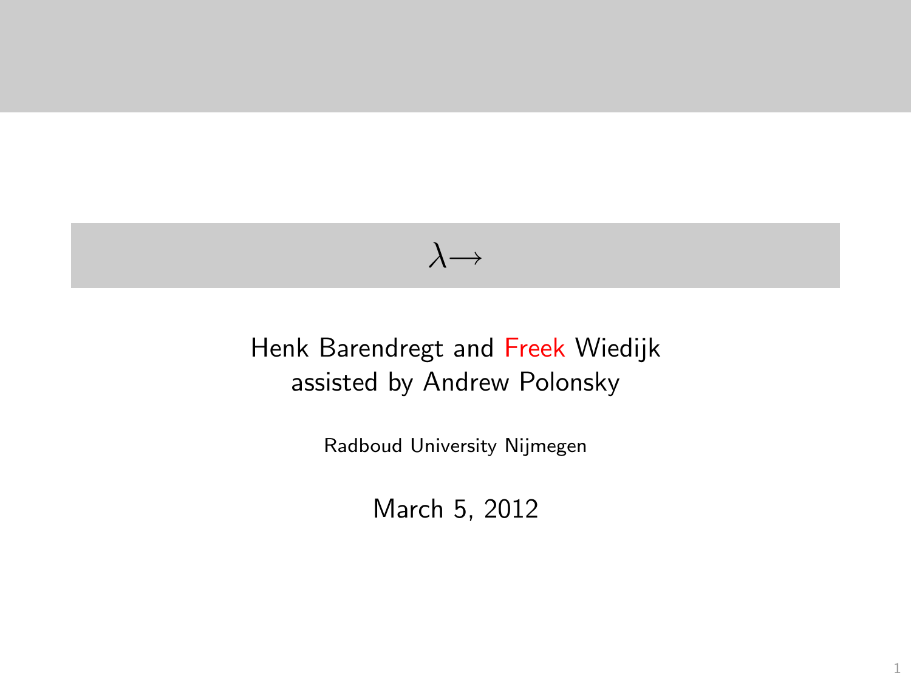# $\lambda\!\!\rightarrow$

Henk Barendregt and Freek Wiedijk
assisted by Andrew Polonsky

Radboud University Nijmegen

March 5, 2012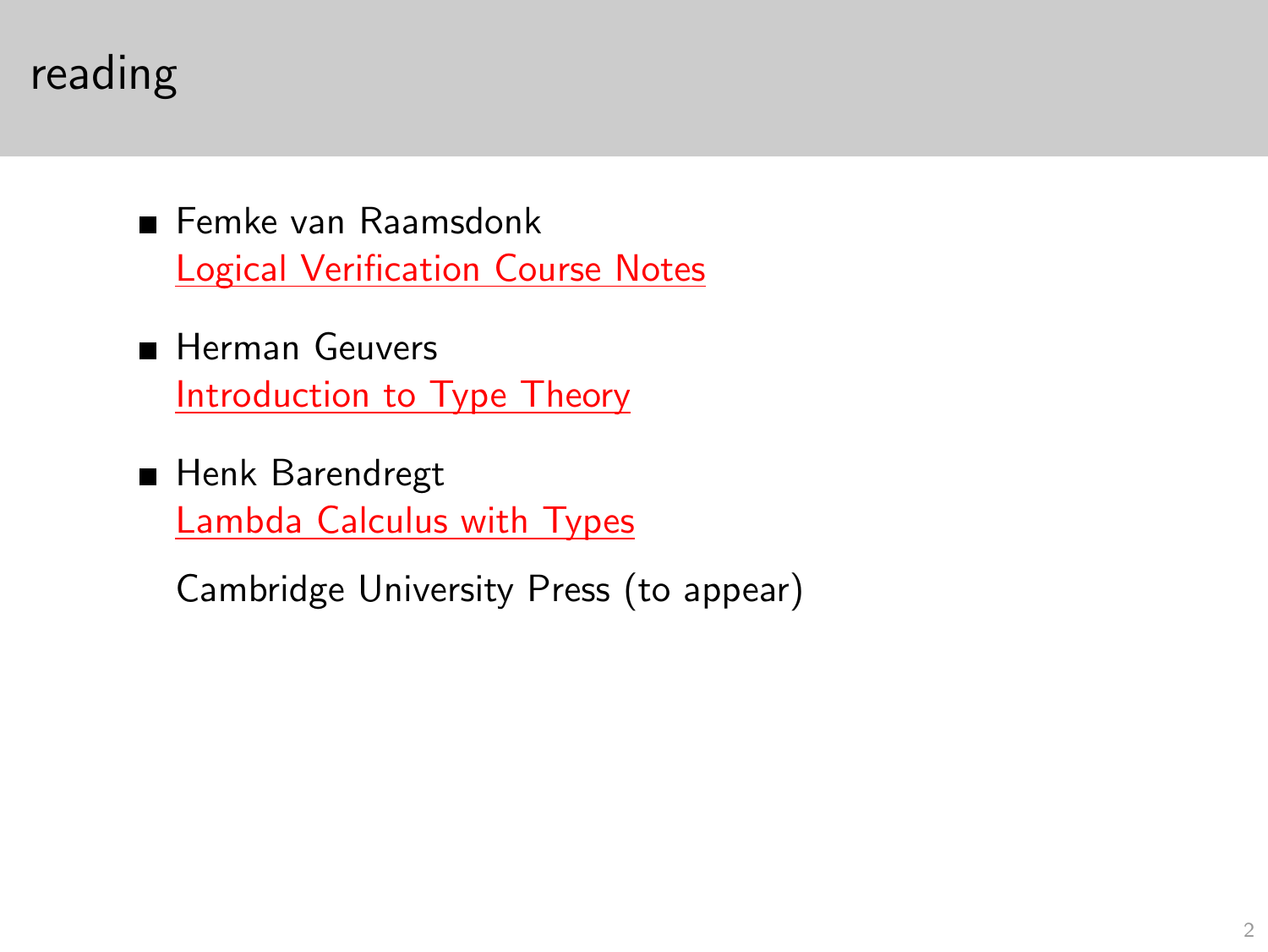# reading

- Femke van Raamsdonk
  Logical Verification Course Notes

- Herman Geuvers
  Introduction to Type Theory

- Henk Barendregt
  Lambda Calculus with Types

  Cambridge University Press (to appear)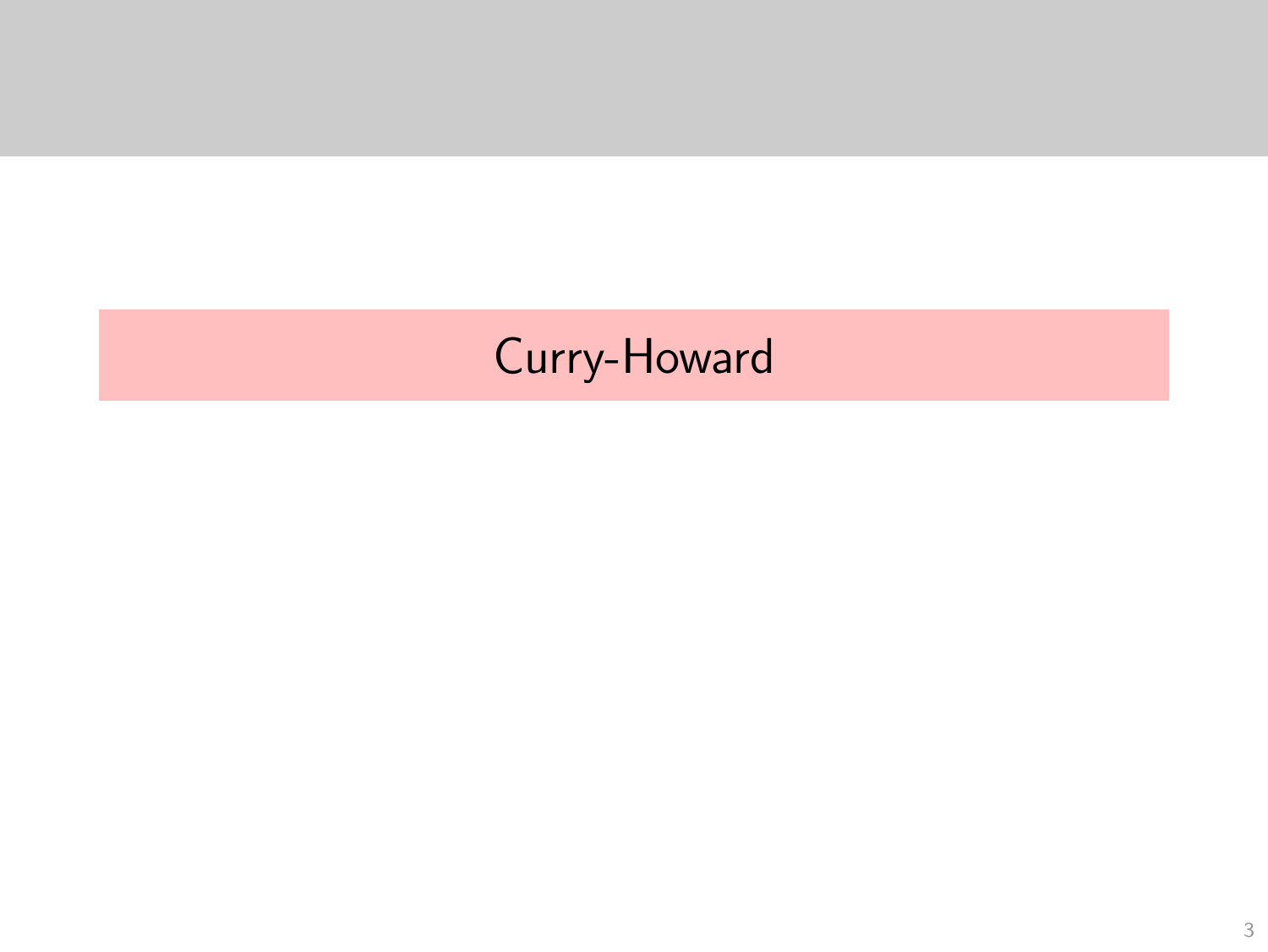# Curry-Howard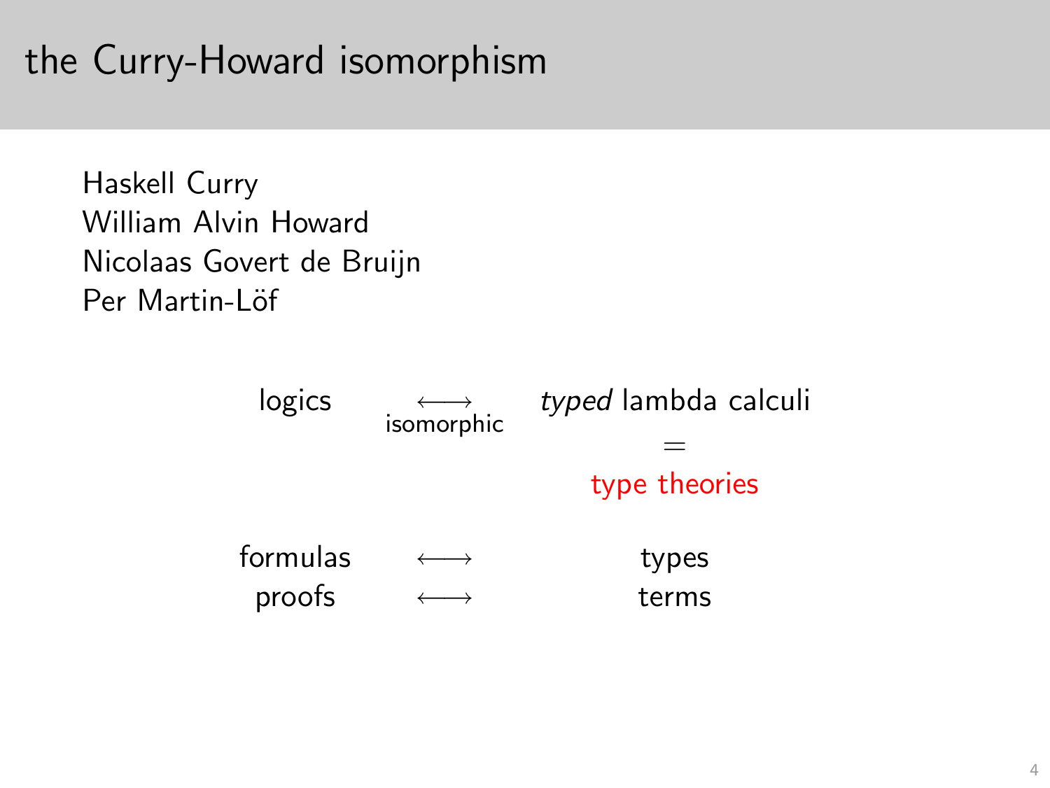# the Curry-Howard isomorphism

Haskell Curry
William Alvin Howard
Nicolaas Govert de Bruijn
Per Martin-Löf

| | | |
|---|---|---|
| logics | $\longleftrightarrow$ isomorphic | *typed* lambda calculi |
| | | = |
| | | type theories |
| formulas | $\longleftrightarrow$ | types |
| proofs | $\longleftrightarrow$ | terms |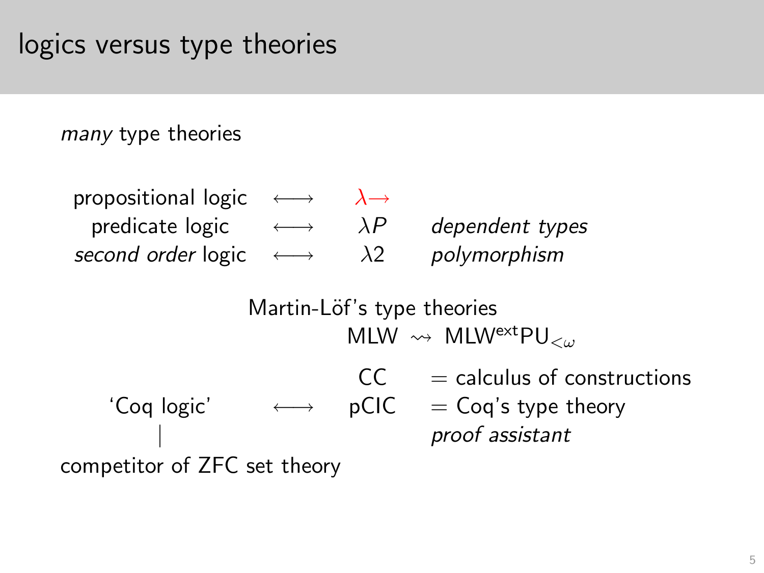# logics versus type theories

*many* type theories

| | | | |
|---|---|---|---|
| propositional logic | $\longleftrightarrow$ | $\lambda\!\rightarrow$ | |
| predicate logic | $\longleftrightarrow$ | $\lambda P$ | *dependent types* |
| *second order* logic | $\longleftrightarrow$ | $\lambda 2$ | *polymorphism* |

Martin-Löf's type theories

$\mathsf{MLW} \rightsquigarrow \mathsf{MLW}^{\mathsf{ext}}\mathsf{PU}_{<\omega}$

| | | | |
|---|---|---|---|
| | | CC | = calculus of constructions |
| 'Coq logic' | $\longleftrightarrow$ | pCIC | = Coq's type theory |
| \| | | | *proof assistant* |

competitor of ZFC set theory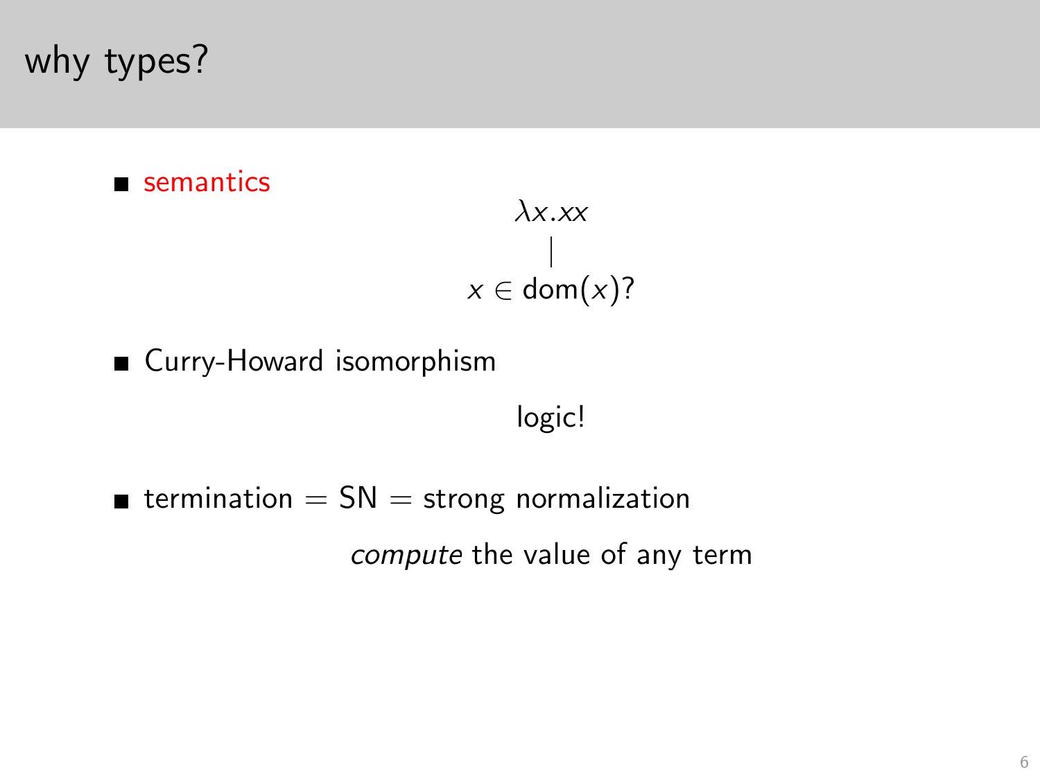# why types?

- semantics

$$\lambda x.xx$$

$$|$$

$$x \in \mathrm{dom}(x)?$$

- Curry-Howard isomorphism

  logic!

- termination = SN = strong normalization

  *compute* the value of any term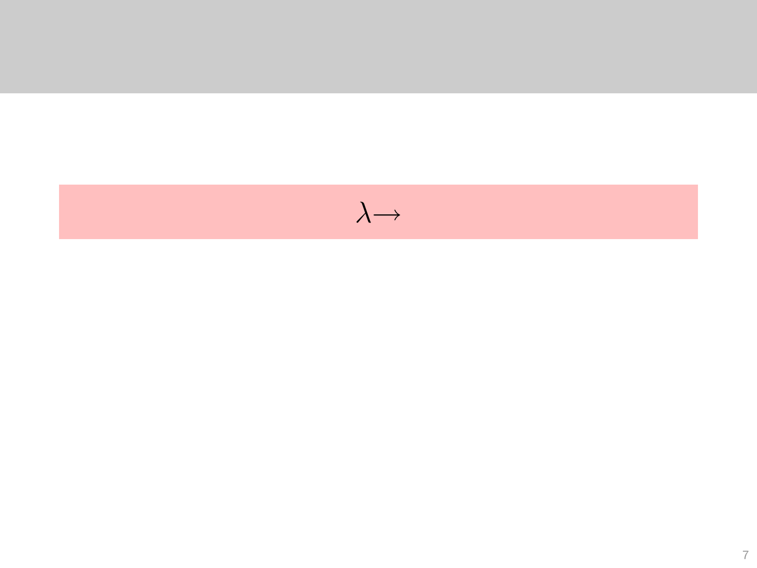# $\lambda\!\rightarrow$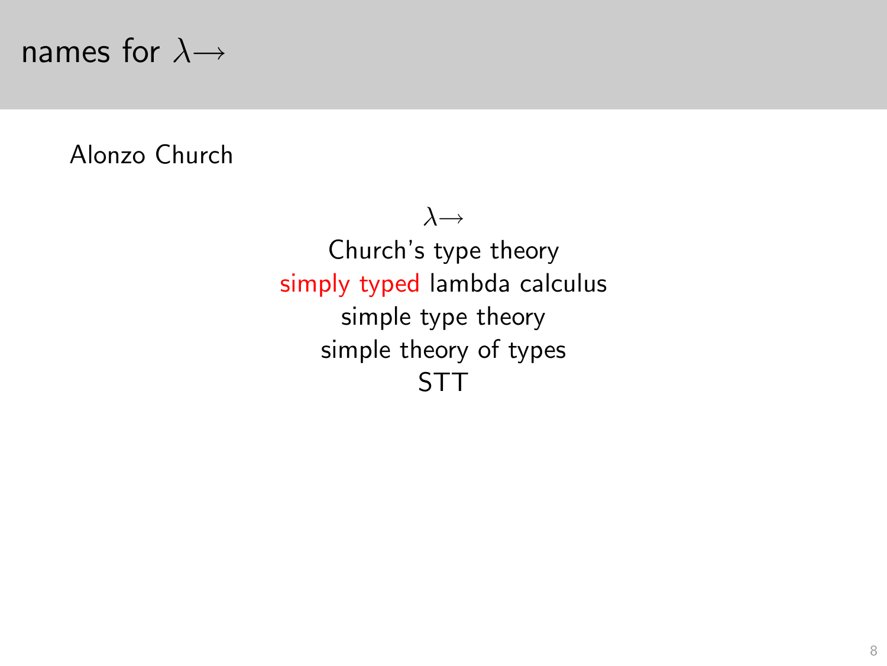# names for $\lambda{\rightarrow}$

Alonzo Church

$\lambda{\rightarrow}$
Church's type theory
simply typed lambda calculus
simple type theory
simple theory of types
STT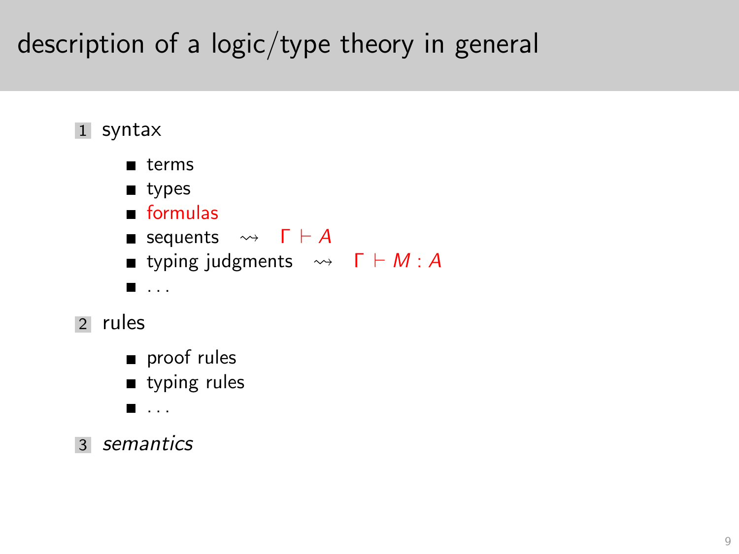# description of a logic/type theory in general

1. syntax
   - terms
   - types
   - formulas
   - sequents $\rightsquigarrow$ $\Gamma \vdash A$
   - typing judgments $\rightsquigarrow$ $\Gamma \vdash M : A$
   - ...
2. rules
   - proof rules
   - typing rules
   - ...
3. *semantics*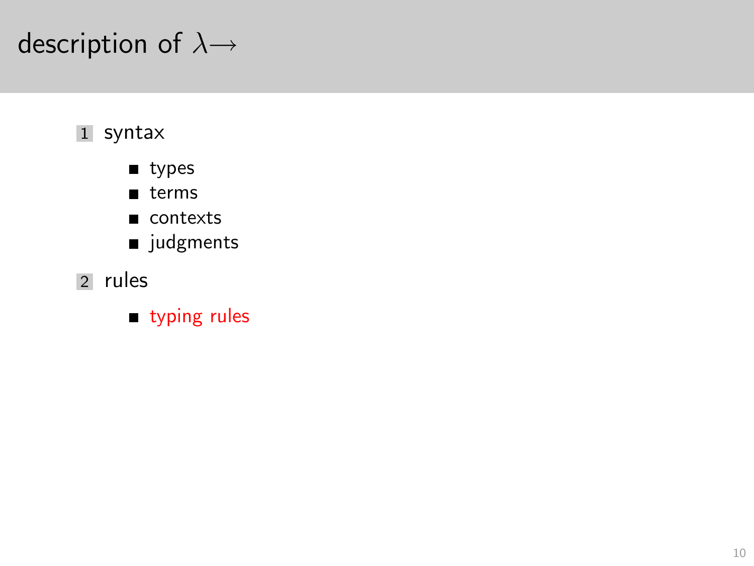# description of $\lambda\rightarrow$

1. syntax
   - types
   - terms
   - contexts
   - judgments
2. rules
   - typing rules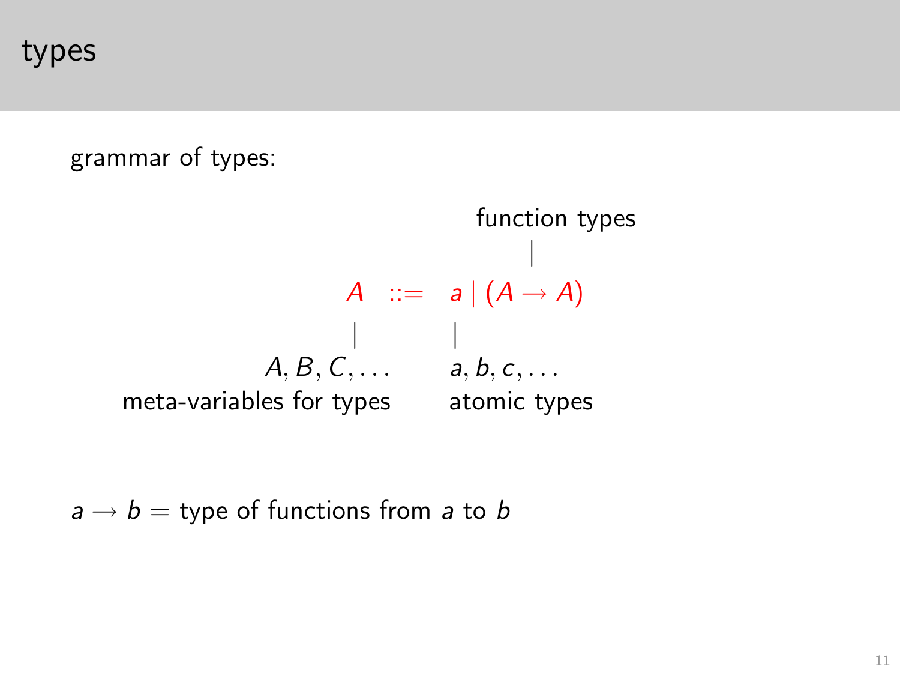# types

grammar of types:

function types

$$A \ ::= \ a \mid (A \to A)$$

$A, B, C, \ldots$ meta-variables for types

$a, b, c, \ldots$ atomic types

$a \to b$ = type of functions from $a$ to $b$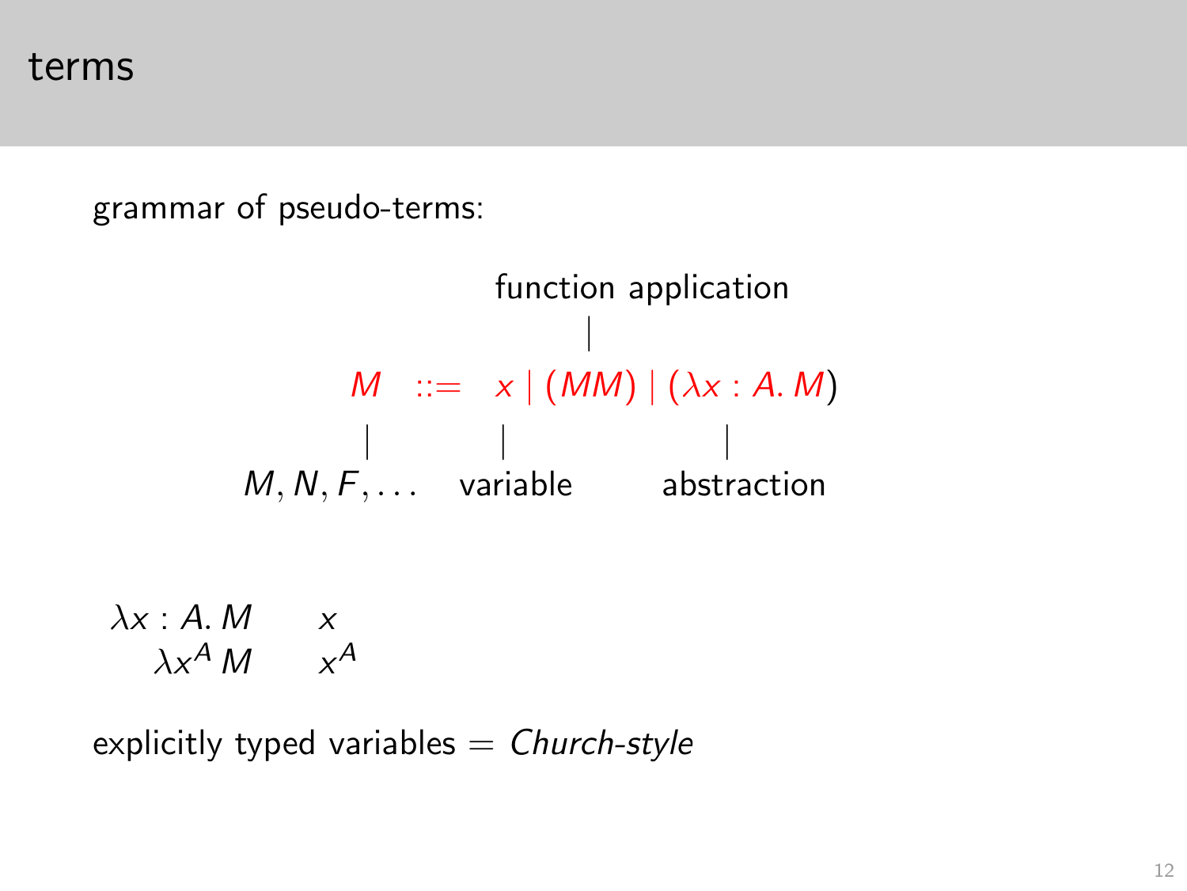# terms

grammar of pseudo-terms:

function application

$$M \quad ::= \quad x \mid (MM) \mid (\lambda x : A.\, M)$$

$M, N, F, \ldots$ — variable — abstraction

| | |
|---|---|
| $\lambda x : A.\, M$ | $x$ |
| $\lambda x^A\, M$ | $x^A$ |

explicitly typed variables = *Church-style*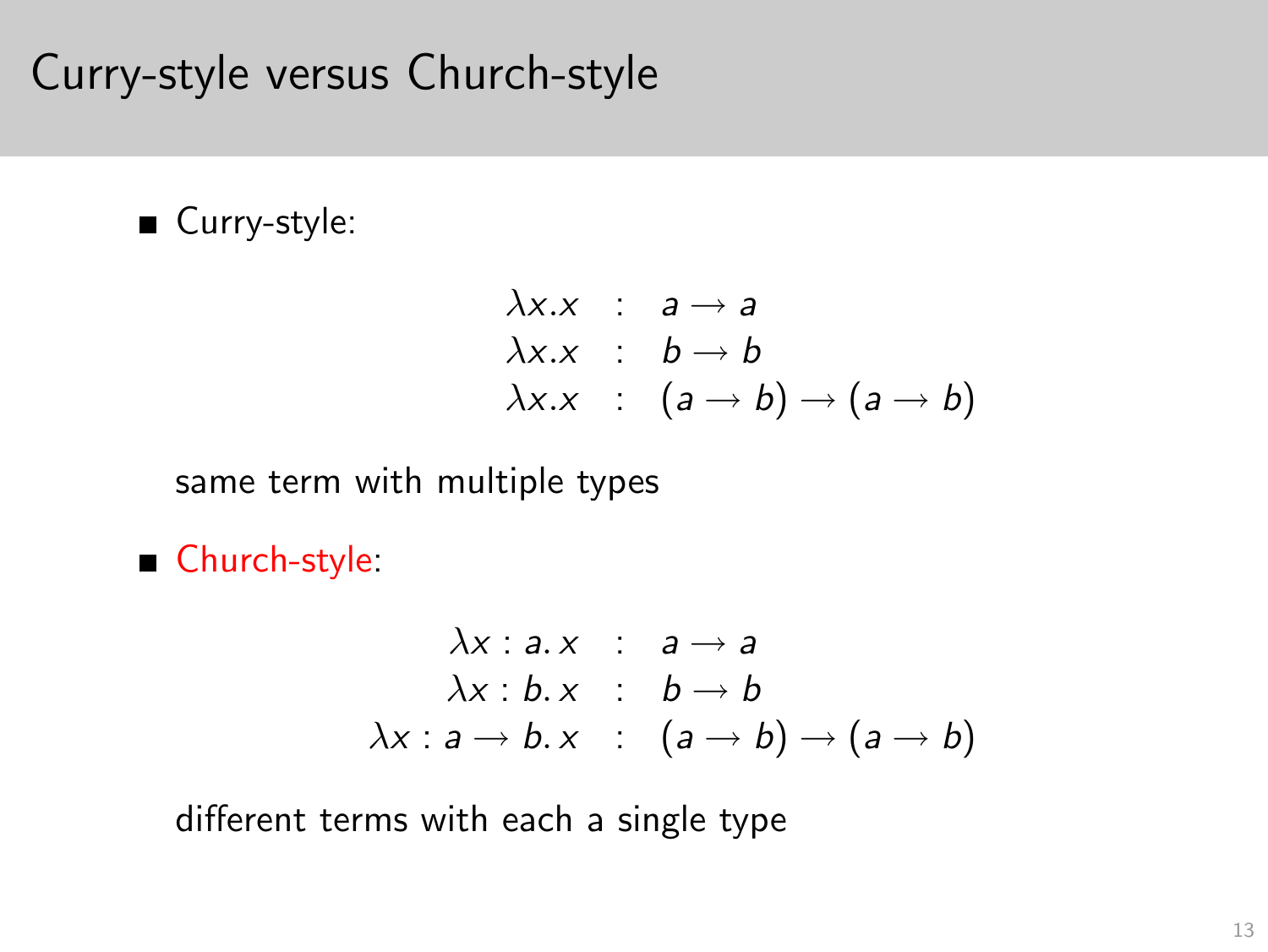# Curry-style versus Church-style

- Curry-style:

$$
\begin{array}{rcl}
\lambda x.x & : & a \to a \\
\lambda x.x & : & b \to b \\
\lambda x.x & : & (a \to b) \to (a \to b)
\end{array}
$$

  same term with multiple types

- Church-style:

$$
\begin{array}{rcl}
\lambda x : a.\, x & : & a \to a \\
\lambda x : b.\, x & : & b \to b \\
\lambda x : a \to b.\, x & : & (a \to b) \to (a \to b)
\end{array}
$$

  different terms with each a single type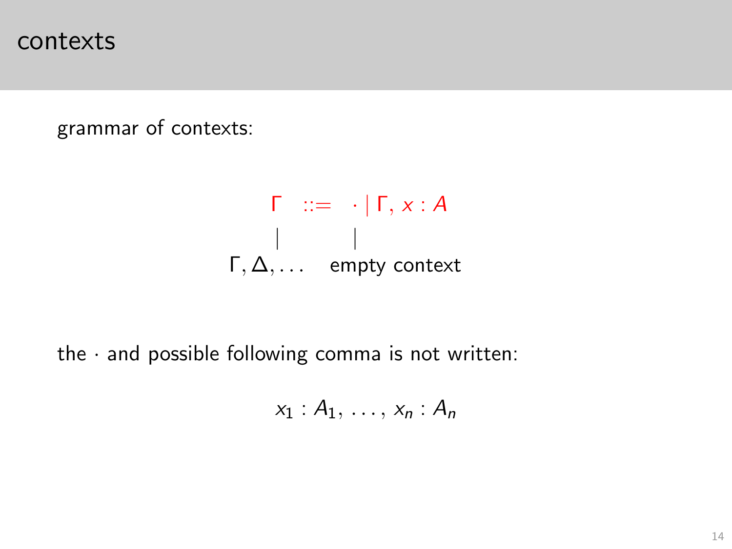# contexts

grammar of contexts:

$$\Gamma \ ::= \ \cdot \mid \Gamma, x : A$$

$\Gamma$: $\Gamma, \Delta, \ldots$ — $\cdot$: empty context

the $\cdot$ and possible following comma is not written:

$$x_1 : A_1, \ldots, x_n : A_n$$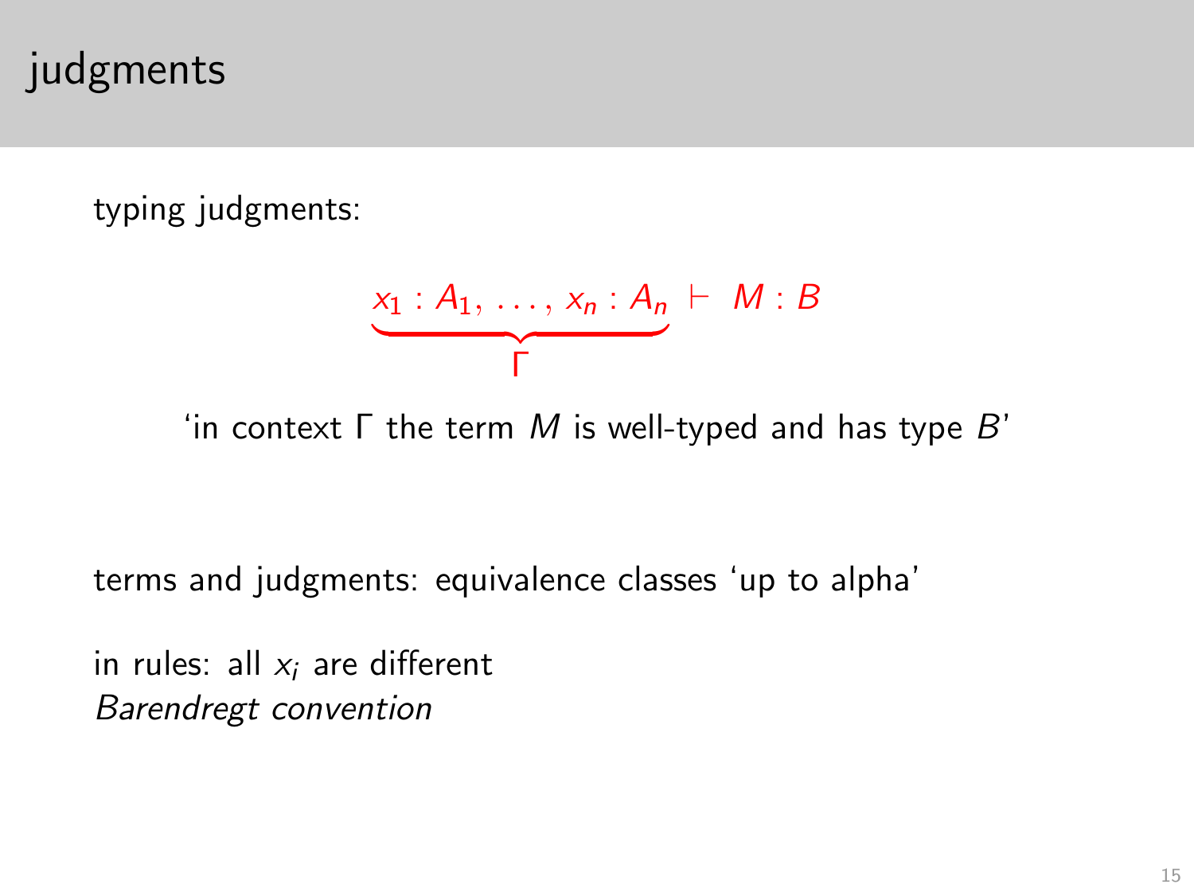# judgments

typing judgments:

$$\underbrace{x_1 : A_1, \ldots, x_n : A_n}_{\Gamma} \vdash M : B$$

'in context $\Gamma$ the term $M$ is well-typed and has type $B$'

terms and judgments: equivalence classes 'up to alpha'

in rules: all $x_i$ are different
*Barendregt convention*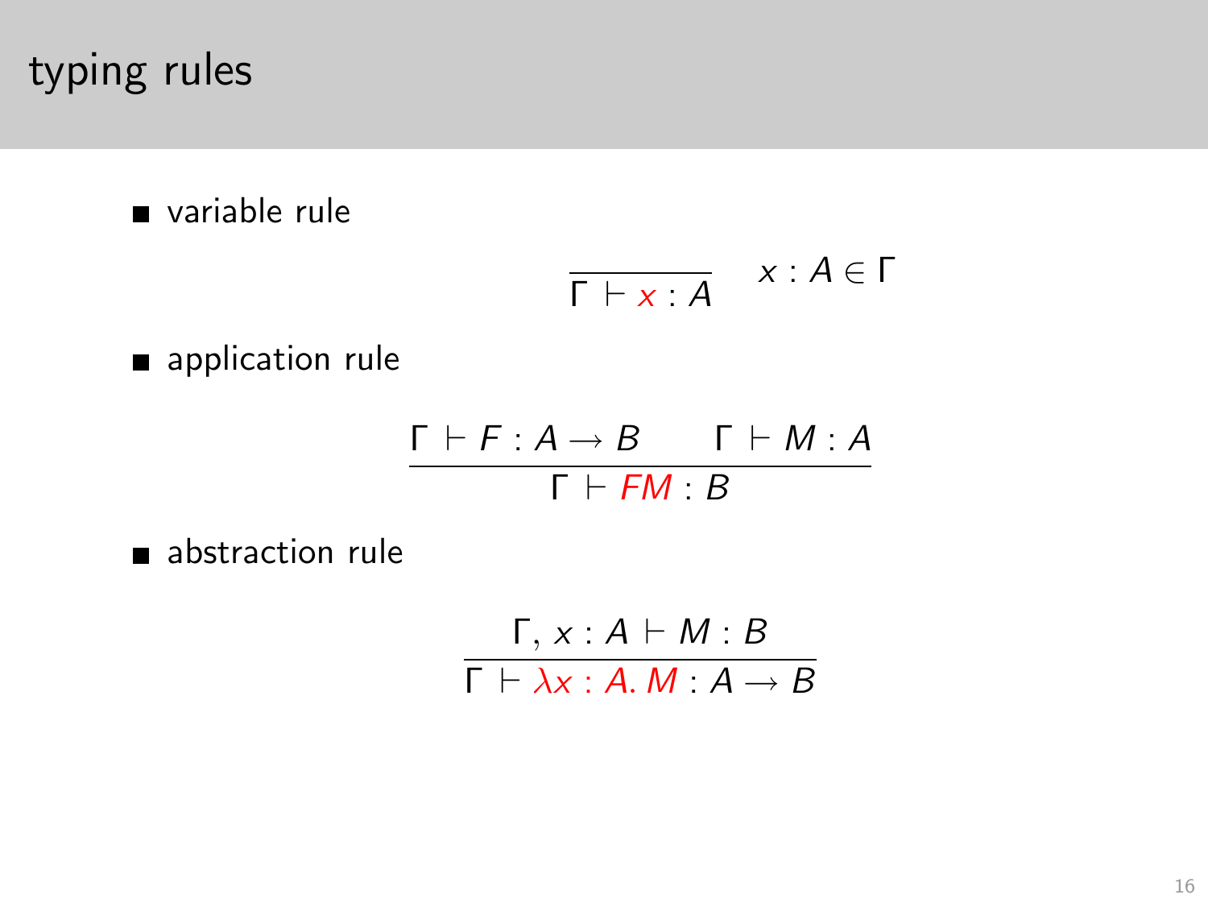# typing rules

- variable rule

$$\frac{}{\Gamma \vdash x : A} \quad x : A \in \Gamma$$

- application rule

$$\frac{\Gamma \vdash F : A \to B \qquad \Gamma \vdash M : A}{\Gamma \vdash FM : B}$$

- abstraction rule

$$\frac{\Gamma, x : A \vdash M : B}{\Gamma \vdash \lambda x : A.\, M : A \to B}$$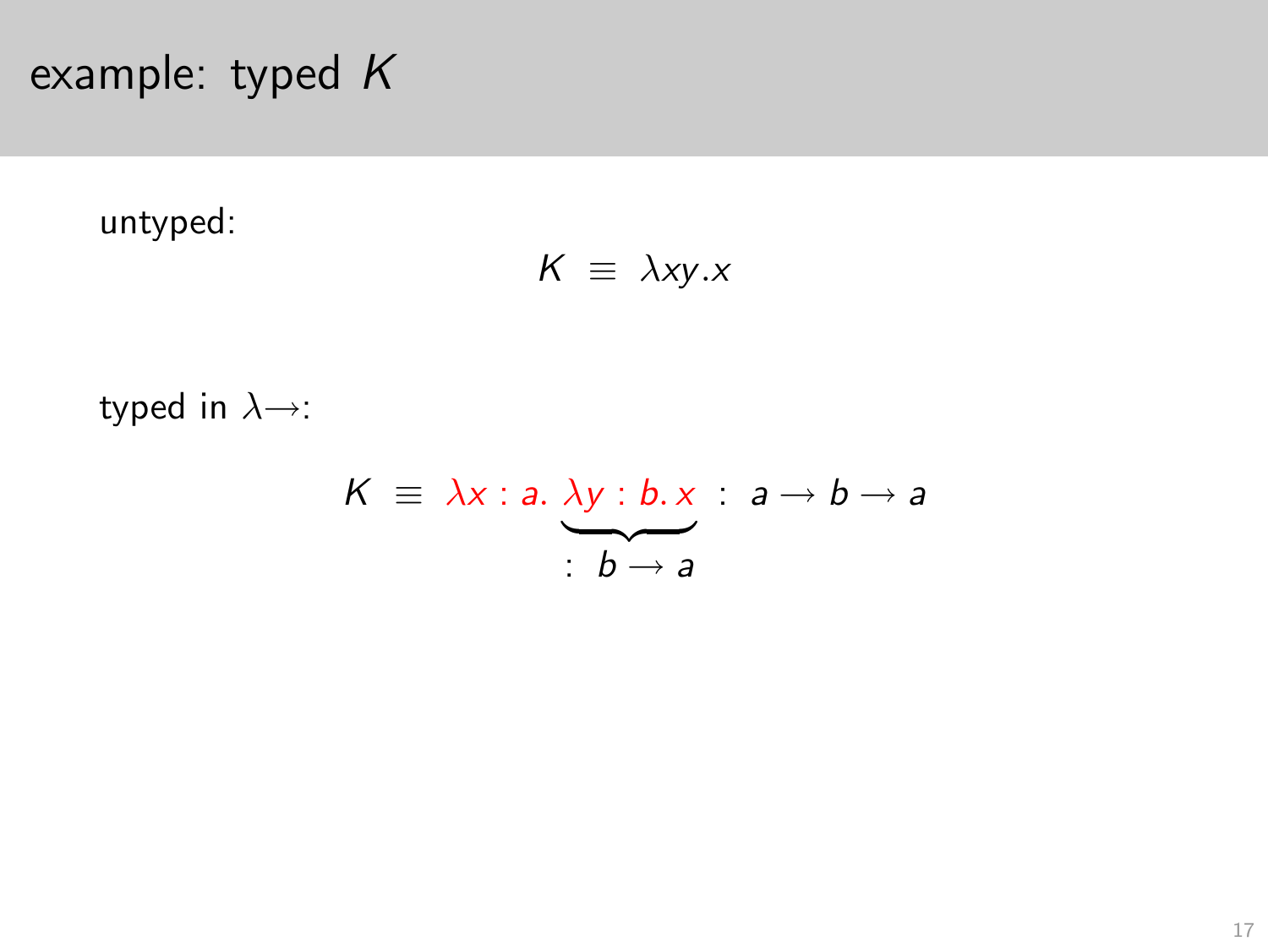# example: typed $K$

untyped:

$$K \;\equiv\; \lambda xy.x$$

typed in $\lambda\!\rightarrow$:

$$K \;\equiv\; \lambda x : a.\; \underbrace{\lambda y : b.\, x}_{:\; b \rightarrow a} \;:\; a \rightarrow b \rightarrow a$$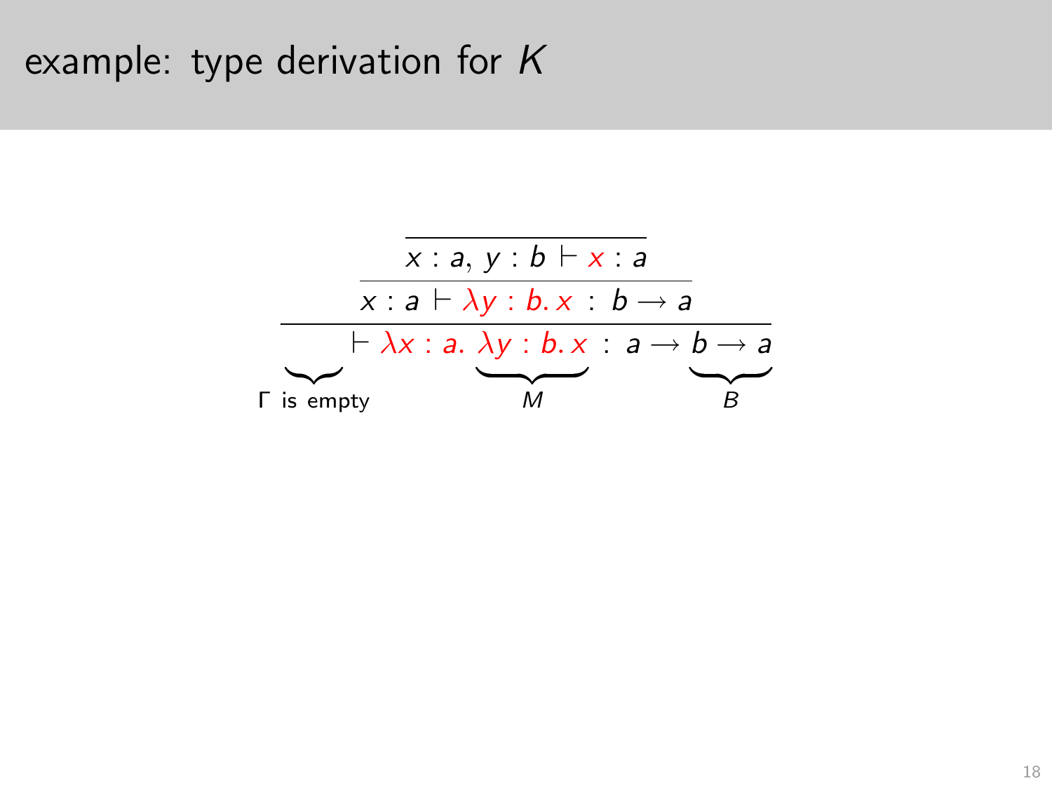# example: type derivation for $K$

$$
\dfrac{\dfrac{\overline{x : a,\, y : b \vdash \color{red}{x} : a}}{x : a \vdash \color{red}{\lambda y : b.\, x} \;:\; b \to a}}{\underbrace{\phantom{xxx}}_{\Gamma \text{ is empty}} \vdash \color{red}{\lambda x : a.\, \underbrace{\lambda y : b.\, x}_{M}} \;:\; a \to \underbrace{b \to a}_{B}}
$$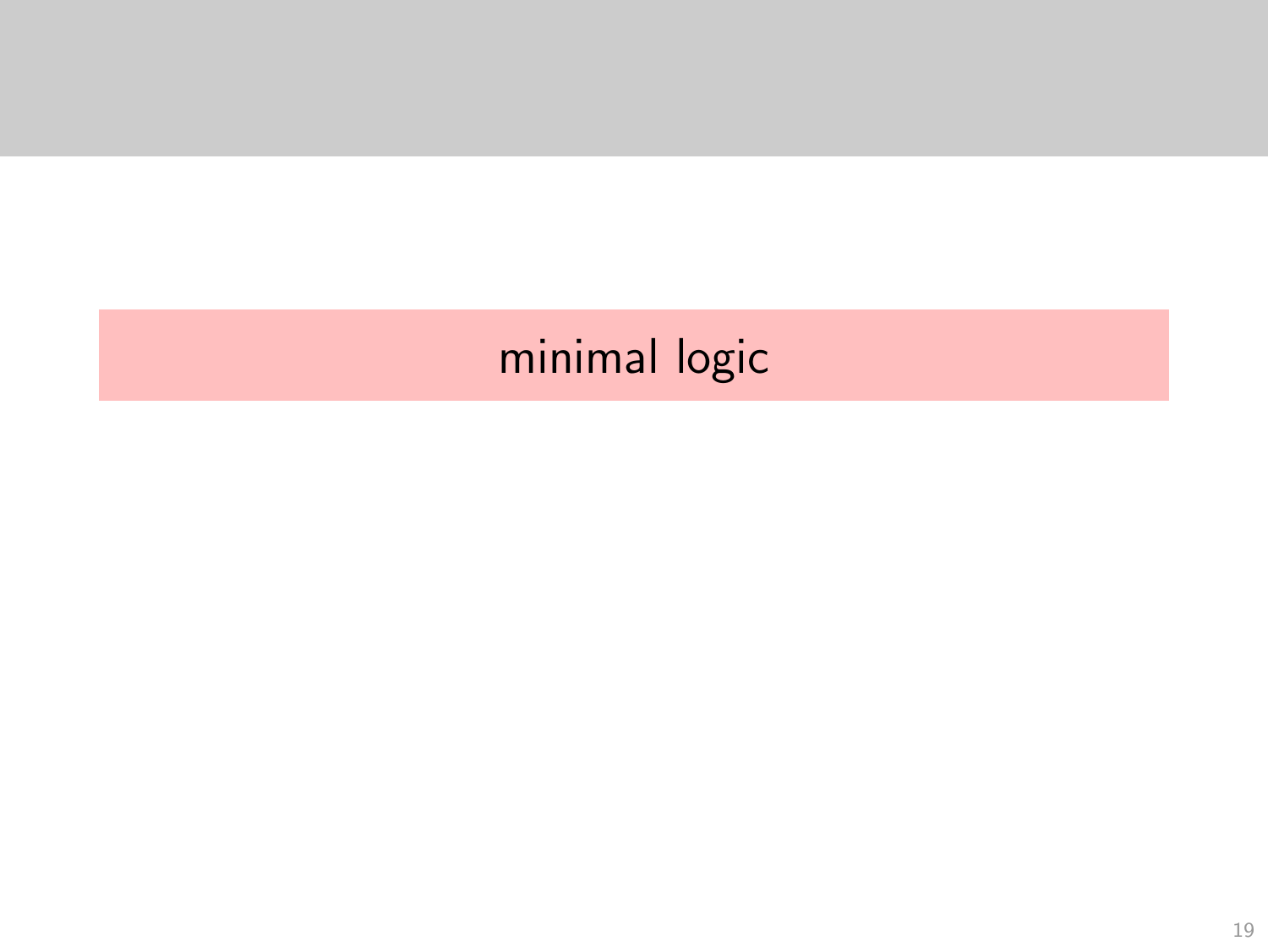# minimal logic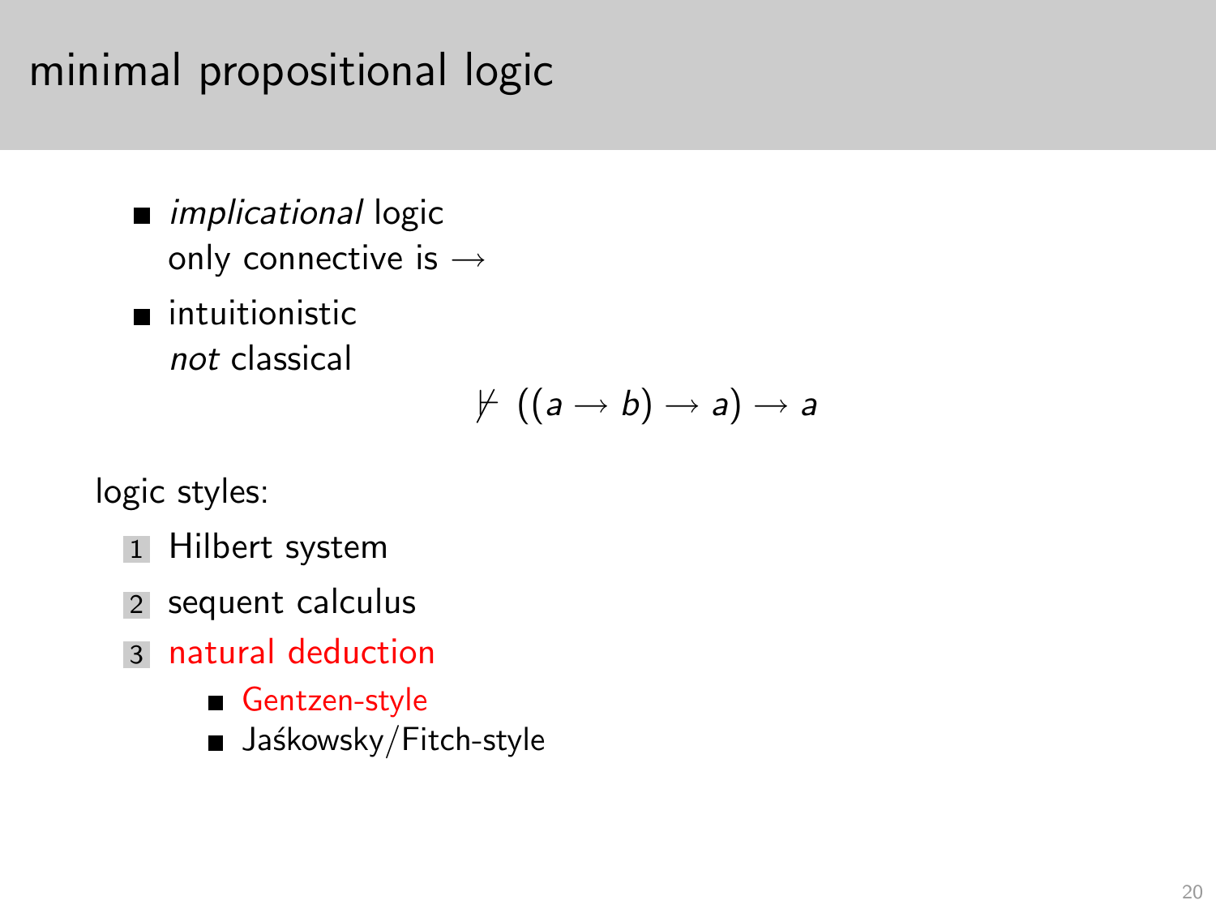# minimal propositional logic

- *implicational* logic
  only connective is $\rightarrow$
- intuitionistic
  *not* classical

$$\not\vdash ((a \rightarrow b) \rightarrow a) \rightarrow a$$

logic styles:

1. Hilbert system
2. sequent calculus
3. natural deduction
   - Gentzen-style
   - Jaśkowsky/Fitch-style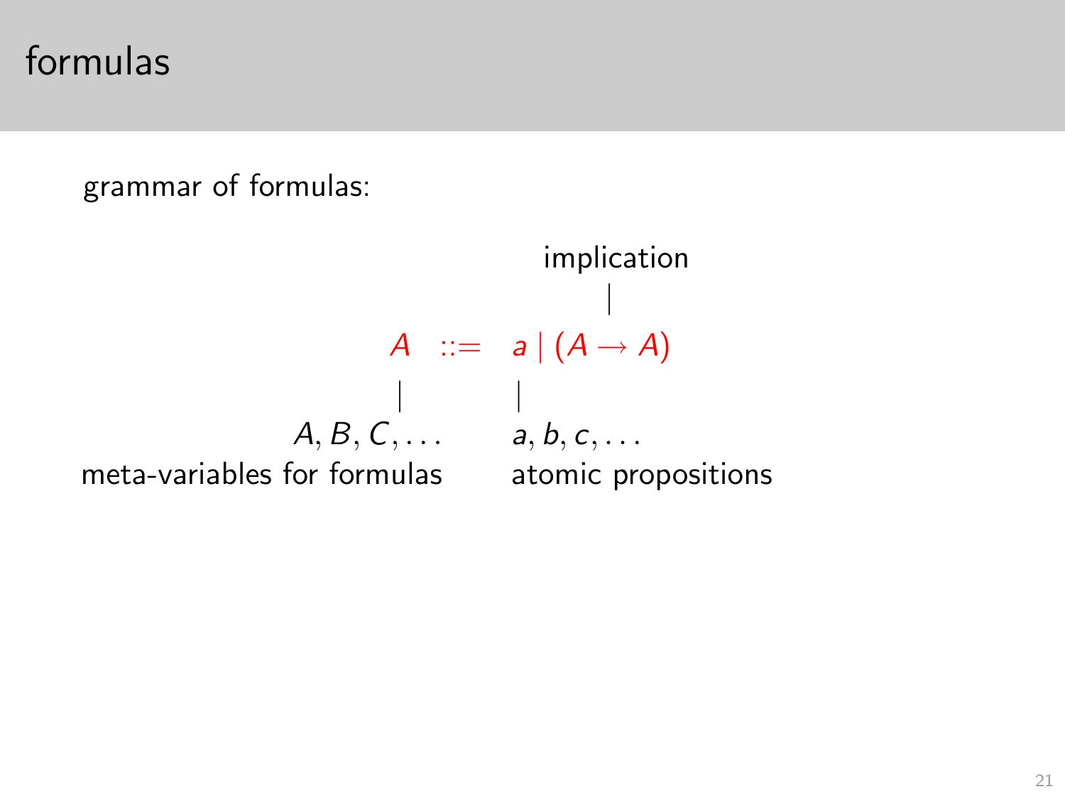# formulas

grammar of formulas:

$$A \quad ::= \quad a \mid (A \to A)$$

- implication: $(A \to A)$
- $A, B, C, \ldots$ — meta-variables for formulas
- $a, b, c, \ldots$ — atomic propositions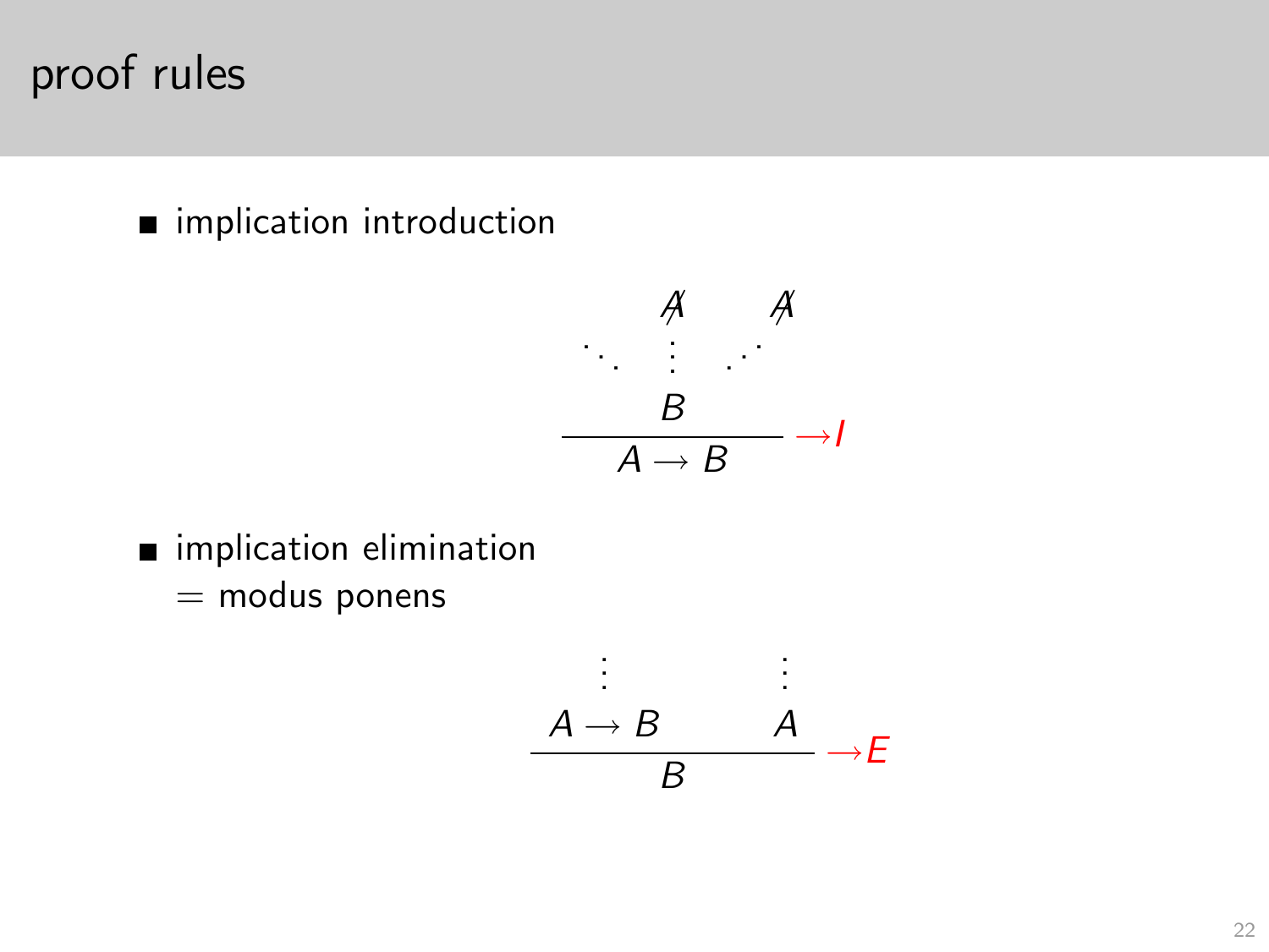# proof rules

- implication introduction

$$\dfrac{\begin{matrix} & \not{A} & & \not{A} \\ \ddots & \vdots & & \iddots \\ & B & & \end{matrix}}{A \rightarrow B} \; {\color{red}\rightarrow I}$$

- implication elimination
  = modus ponens

$$\dfrac{\begin{matrix} \vdots & & \vdots \\ A \rightarrow B & & A \end{matrix}}{B} \; {\color{red}\rightarrow E}$$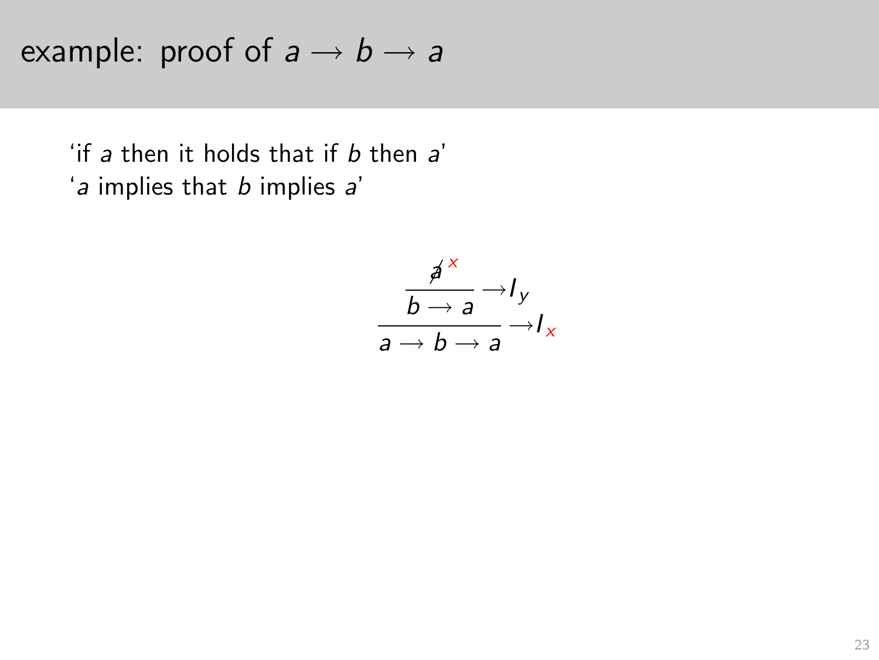# example: proof of $a \rightarrow b \rightarrow a$

'if $a$ then it holds that if $b$ then $a$'
'$a$ implies that $b$ implies $a$'

$$
\dfrac{\dfrac{\not{a}^{\,x}}{b \rightarrow a}\rightarrow I_y}{a \rightarrow b \rightarrow a}\rightarrow I_x
$$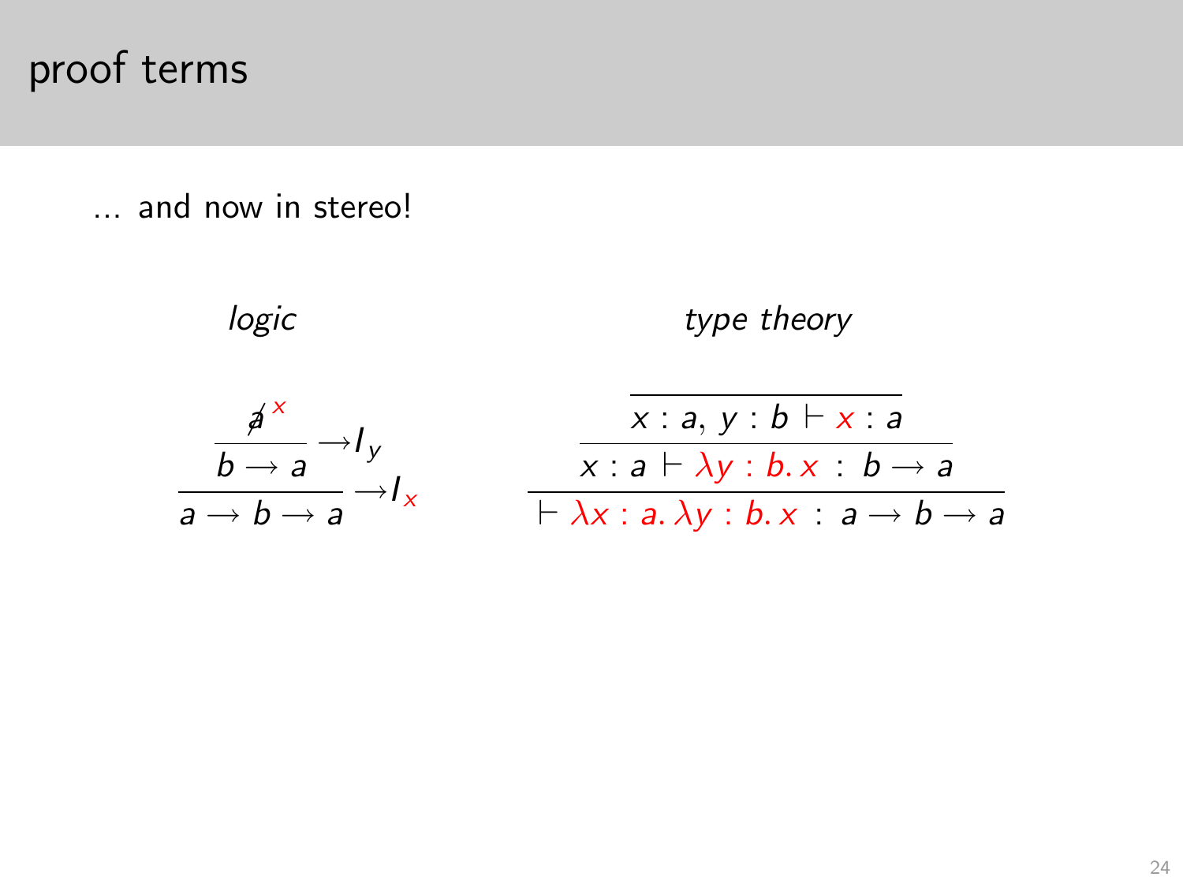# proof terms

… and now in stereo!

*logic*

$$
\dfrac{\dfrac{\cancel{a}^{\,x}}{b \to a}\;{\to}I_y}{a \to b \to a}\;{\to}I_x
$$

*type theory*

$$
\dfrac{\dfrac{\dfrac{}{x : a,\, y : b \vdash x : a}}{x : a \vdash \lambda y : b.\, x \;:\; b \to a}}{\vdash \lambda x : a.\, \lambda y : b.\, x \;:\; a \to b \to a}
$$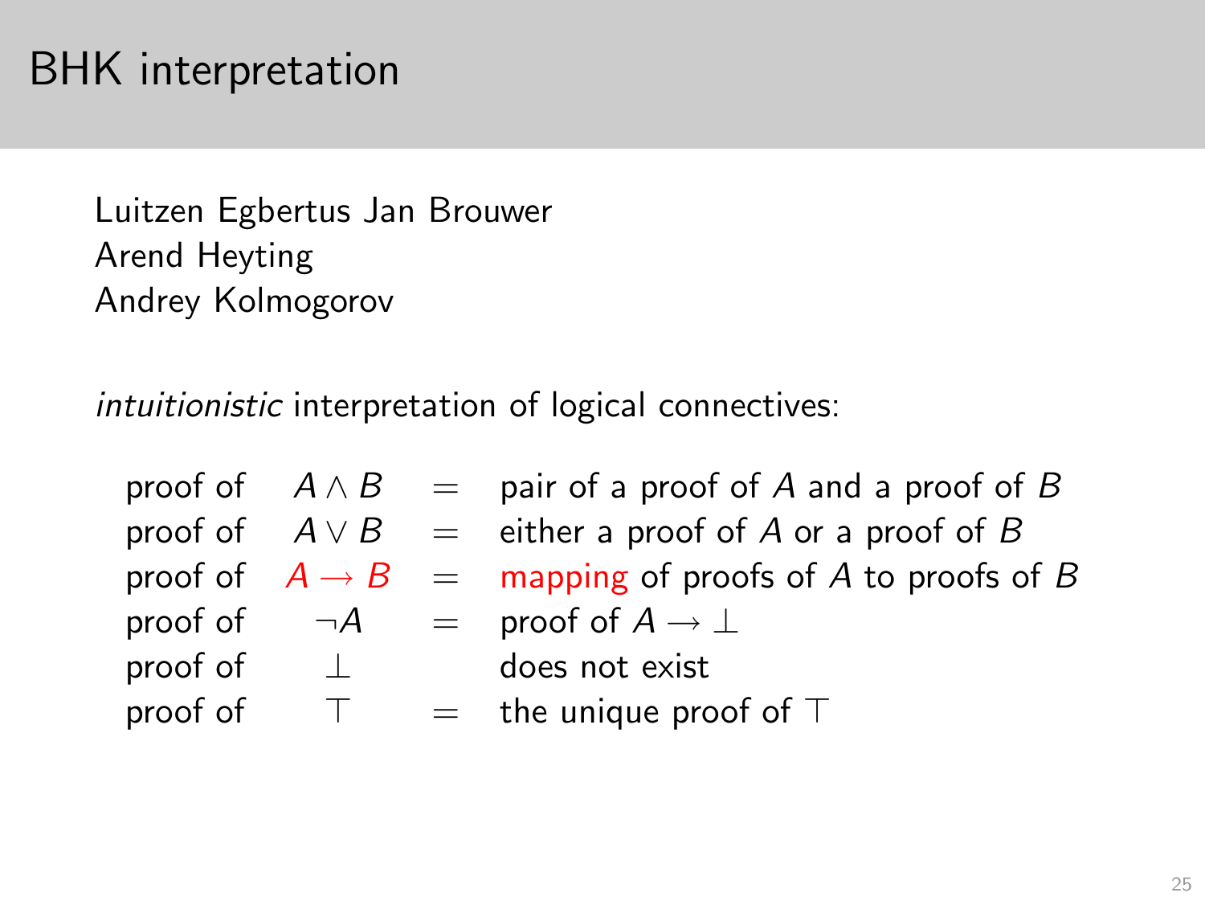# BHK interpretation

Luitzen Egbertus Jan Brouwer
Arend Heyting
Andrey Kolmogorov

*intuitionistic* interpretation of logical connectives:

| | | | |
|---|---|---|---|
| proof of | $A \wedge B$ | $=$ | pair of a proof of $A$ and a proof of $B$ |
| proof of | $A \vee B$ | $=$ | either a proof of $A$ or a proof of $B$ |
| proof of | $A \to B$ | $=$ | mapping of proofs of $A$ to proofs of $B$ |
| proof of | $\neg A$ | $=$ | proof of $A \to \bot$ |
| proof of | $\bot$ | | does not exist |
| proof of | $\top$ | $=$ | the unique proof of $\top$ |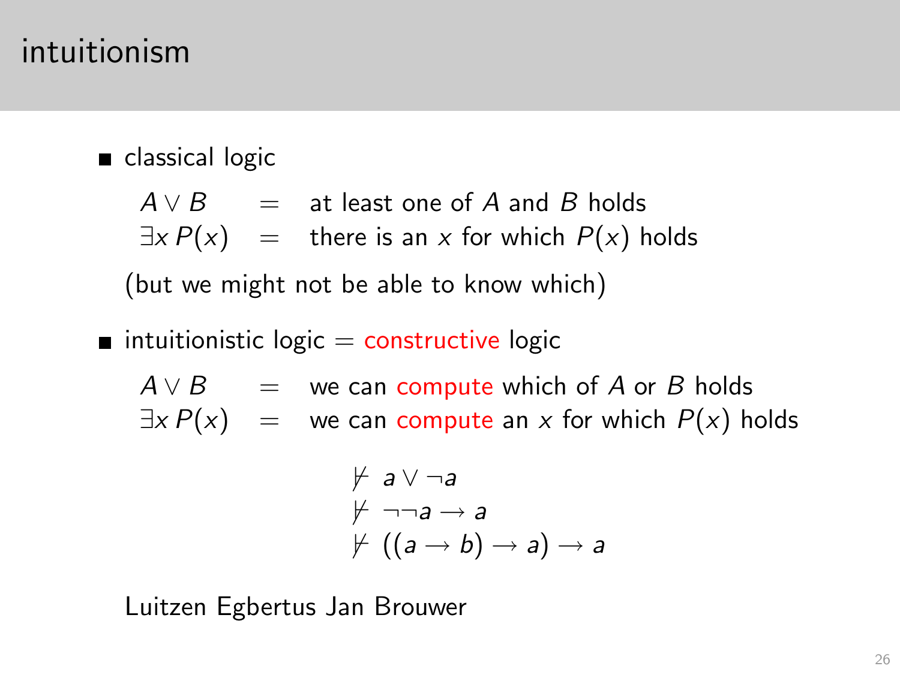# intuitionism

- classical logic

  $A \vee B$ = at least one of $A$ and $B$ holds
  
  $\exists x\, P(x)$ = there is an $x$ for which $P(x)$ holds

  (but we might not be able to know which)

- intuitionistic logic = constructive logic

  $A \vee B$ = we can compute which of $A$ or $B$ holds
  
  $\exists x\, P(x)$ = we can compute an $x$ for which $P(x)$ holds

$$
\begin{aligned}
&\not\vdash\ a \vee \neg a \\
&\not\vdash\ \neg\neg a \rightarrow a \\
&\not\vdash\ ((a \rightarrow b) \rightarrow a) \rightarrow a
\end{aligned}
$$

Luitzen Egbertus Jan Brouwer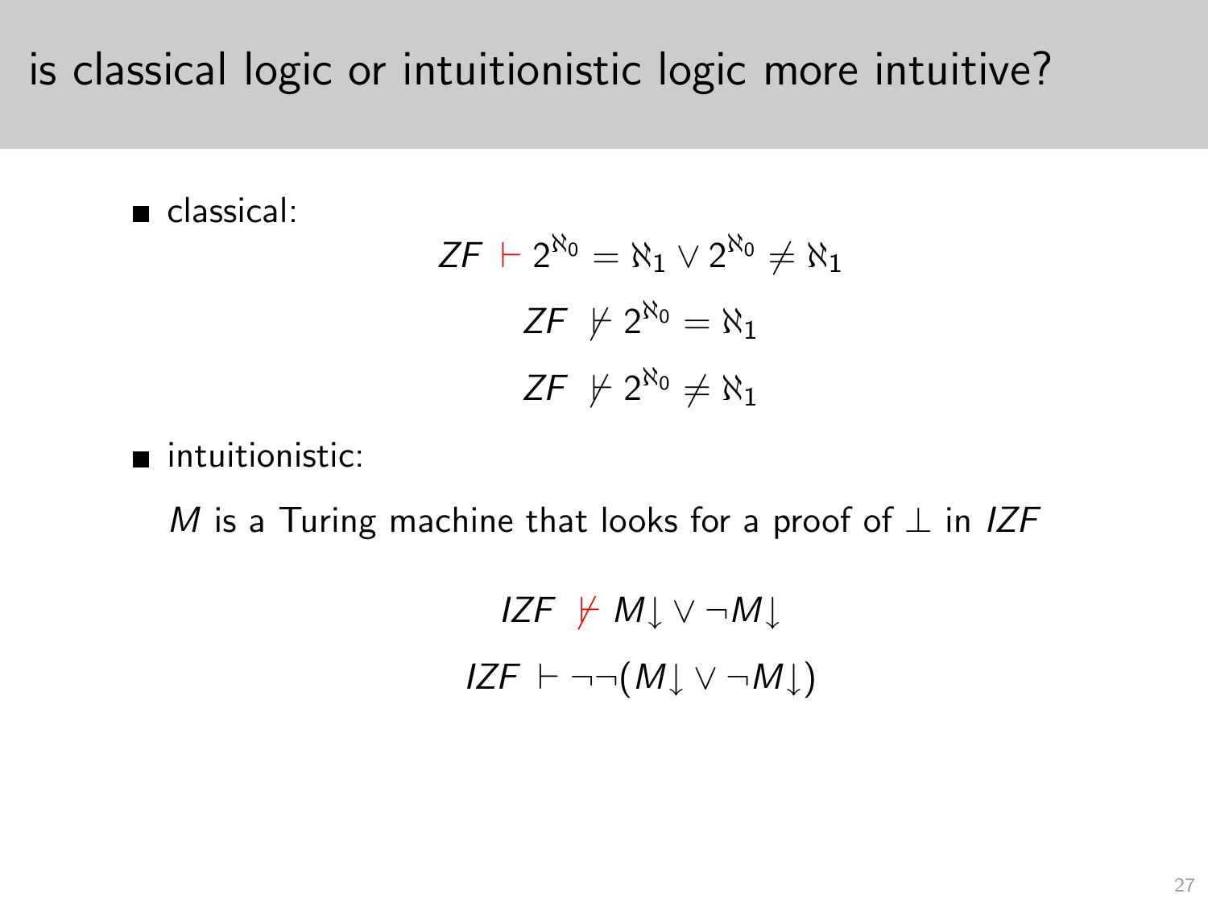# is classical logic or intuitionistic logic more intuitive?

- classical:

$$ZF \vdash 2^{\aleph_0} = \aleph_1 \vee 2^{\aleph_0} \neq \aleph_1$$

$$ZF \nvdash 2^{\aleph_0} = \aleph_1$$

$$ZF \nvdash 2^{\aleph_0} \neq \aleph_1$$

- intuitionistic:

  $M$ is a Turing machine that looks for a proof of $\bot$ in $IZF$

$$IZF \nvdash M{\downarrow} \vee \neg M{\downarrow}$$

$$IZF \vdash \neg\neg(M{\downarrow} \vee \neg M{\downarrow})$$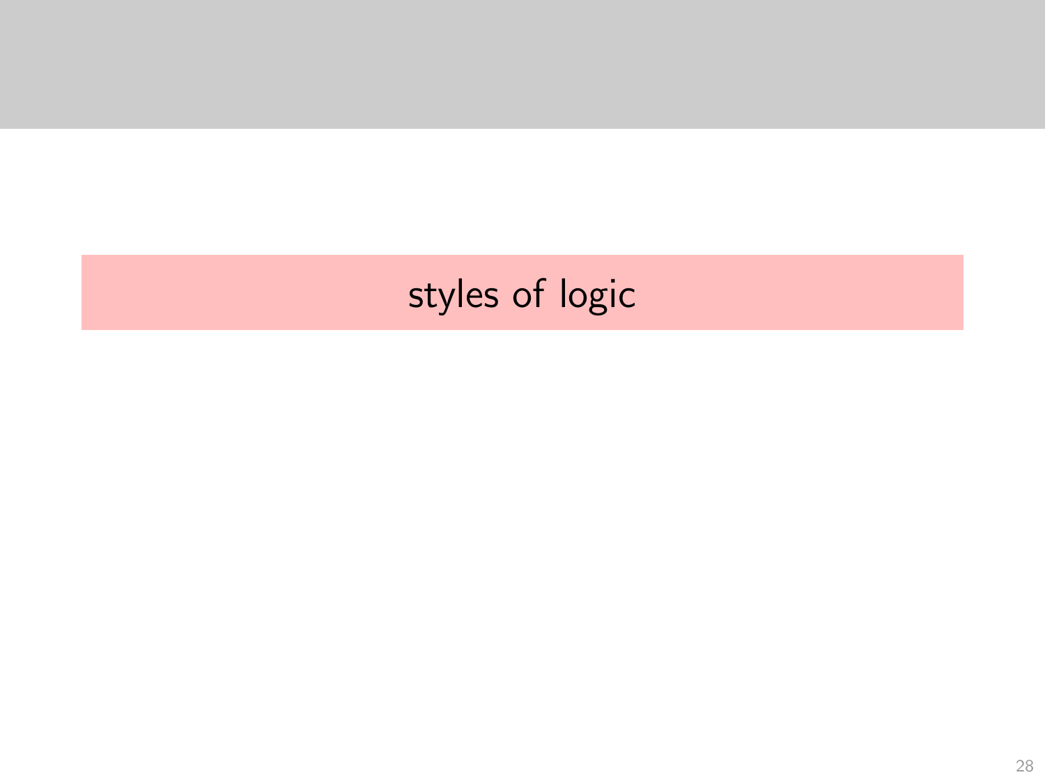# styles of logic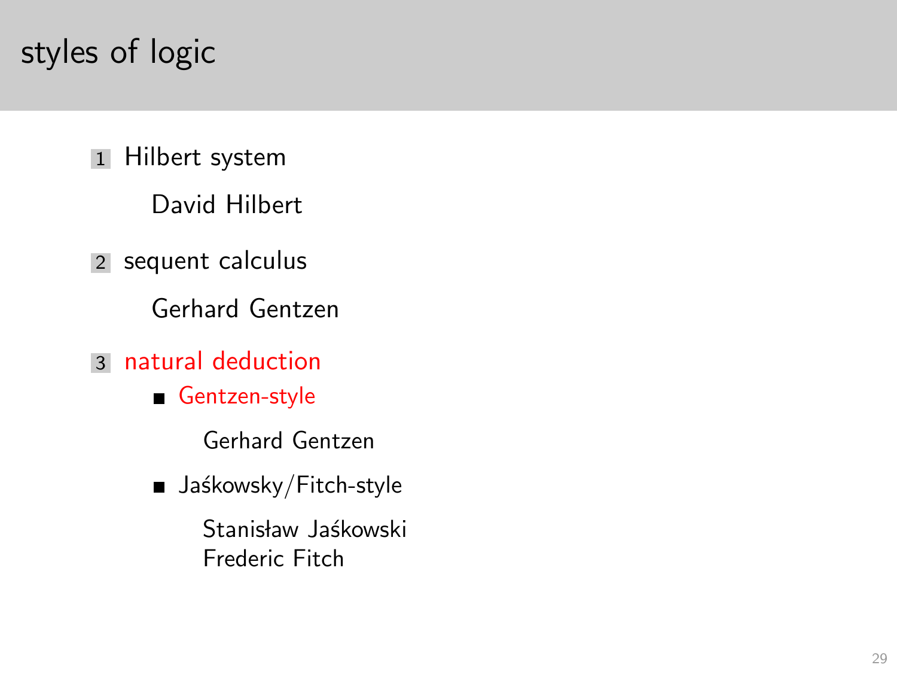# styles of logic

1. Hilbert system

   David Hilbert

2. sequent calculus

   Gerhard Gentzen

3. natural deduction
   - Gentzen-style

     Gerhard Gentzen

   - Jaśkowsky/Fitch-style

     Stanisław Jaśkowski
     Frederic Fitch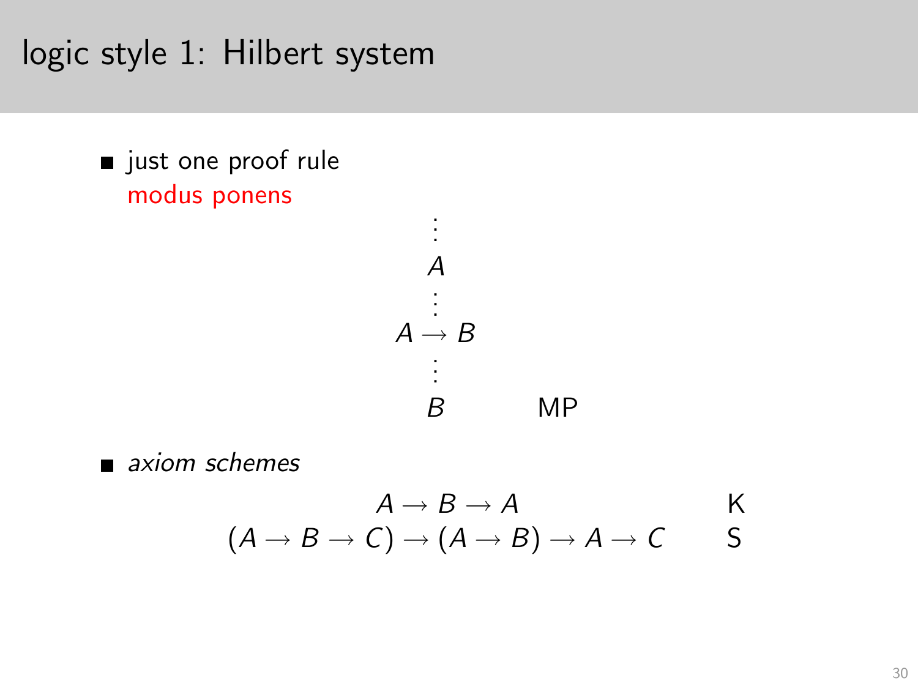# logic style 1: Hilbert system

- just one proof rule
  modus ponens

$$
\begin{array}{cc}
\vdots & \\
A & \\
\vdots & \\
A \rightarrow B & \\
\vdots & \\
B & \qquad \text{MP}
\end{array}
$$

- *axiom schemes*

$$
\begin{array}{cr}
A \rightarrow B \rightarrow A & \qquad \text{K} \\
(A \rightarrow B \rightarrow C) \rightarrow (A \rightarrow B) \rightarrow A \rightarrow C & \qquad \text{S}
\end{array}
$$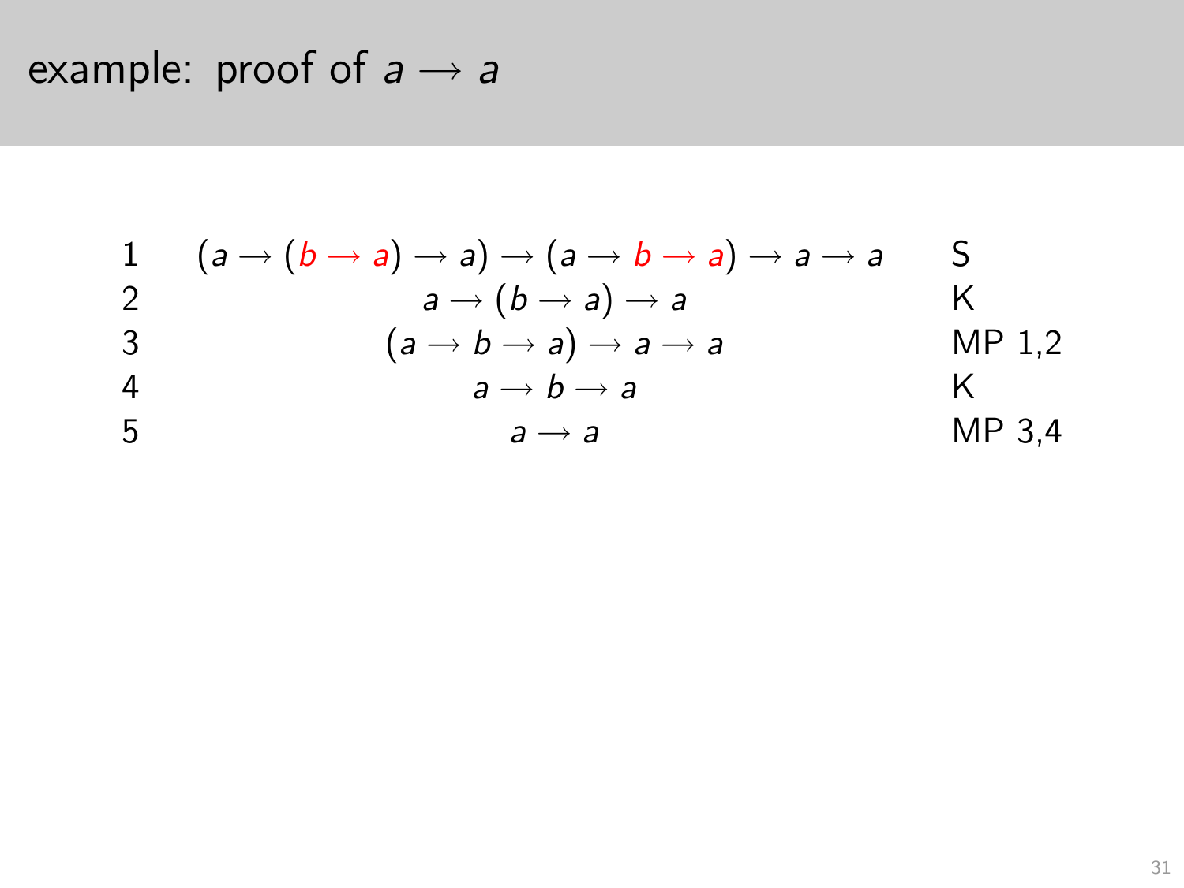# example: proof of $a \rightarrow a$

| | | |
|---|---|---|
| 1 | $(a \rightarrow (b \rightarrow a) \rightarrow a) \rightarrow (a \rightarrow b \rightarrow a) \rightarrow a \rightarrow a$ | S |
| 2 | $a \rightarrow (b \rightarrow a) \rightarrow a$ | K |
| 3 | $(a \rightarrow b \rightarrow a) \rightarrow a \rightarrow a$ | MP 1,2 |
| 4 | $a \rightarrow b \rightarrow a$ | K |
| 5 | $a \rightarrow a$ | MP 3,4 |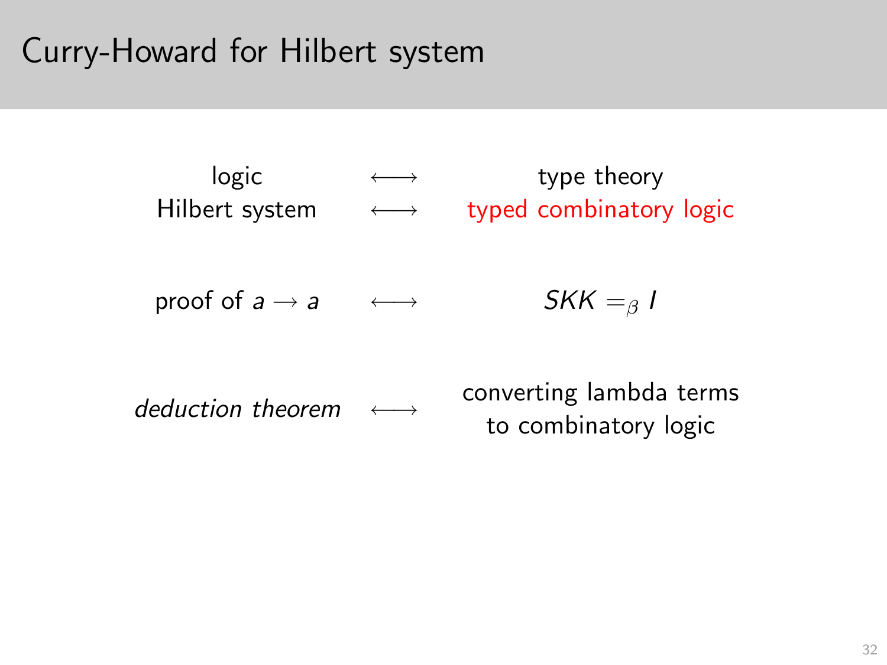# Curry-Howard for Hilbert system

| | | |
|---|---|---|
| logic | $\longleftrightarrow$ | type theory |
| Hilbert system | $\longleftrightarrow$ | typed combinatory logic |
| proof of $a \to a$ | $\longleftrightarrow$ | $SKK =_\beta I$ |
| *deduction theorem* | $\longleftrightarrow$ | converting lambda terms to combinatory logic |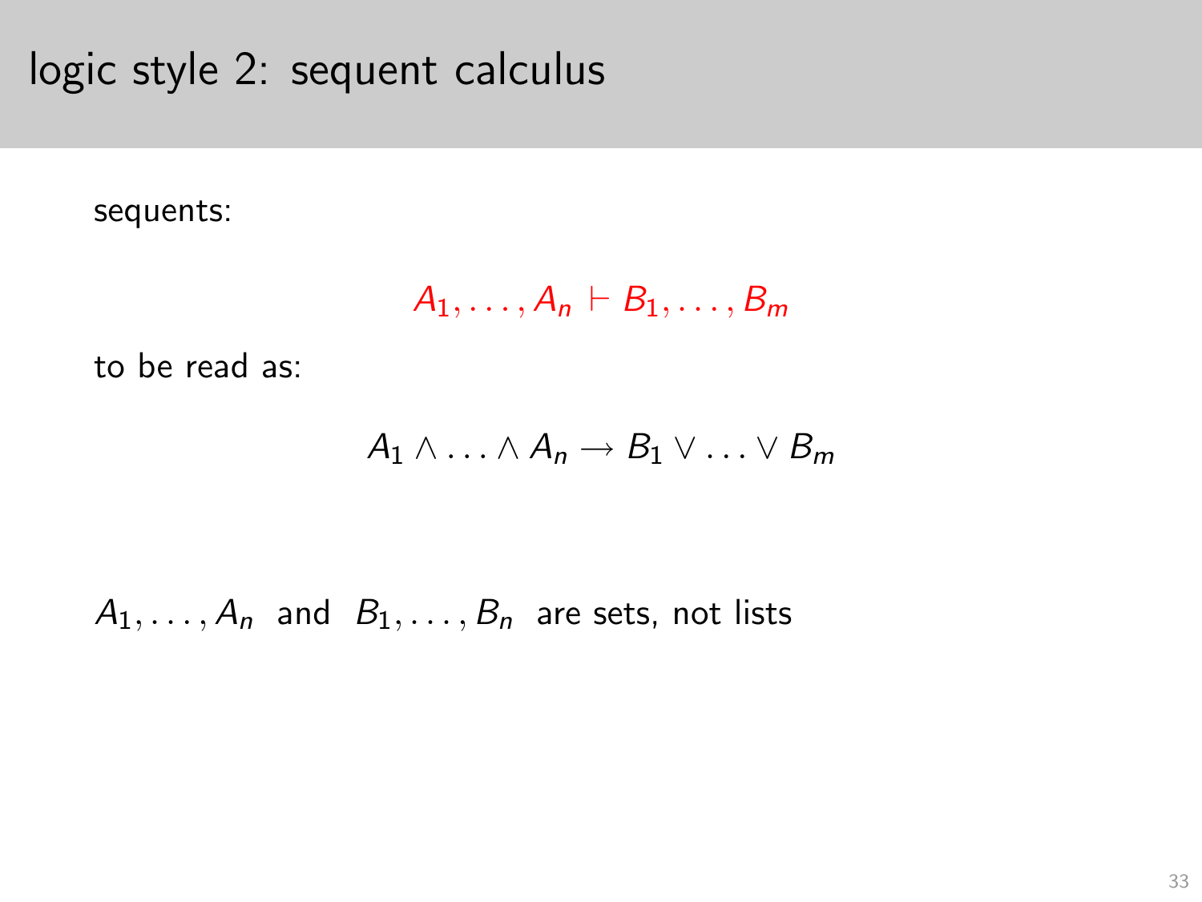# logic style 2: sequent calculus

sequents:

$$A_1, \ldots, A_n \vdash B_1, \ldots, B_m$$

to be read as:

$$A_1 \wedge \ldots \wedge A_n \rightarrow B_1 \vee \ldots \vee B_m$$

$A_1, \ldots, A_n$ and $B_1, \ldots, B_n$ are sets, not lists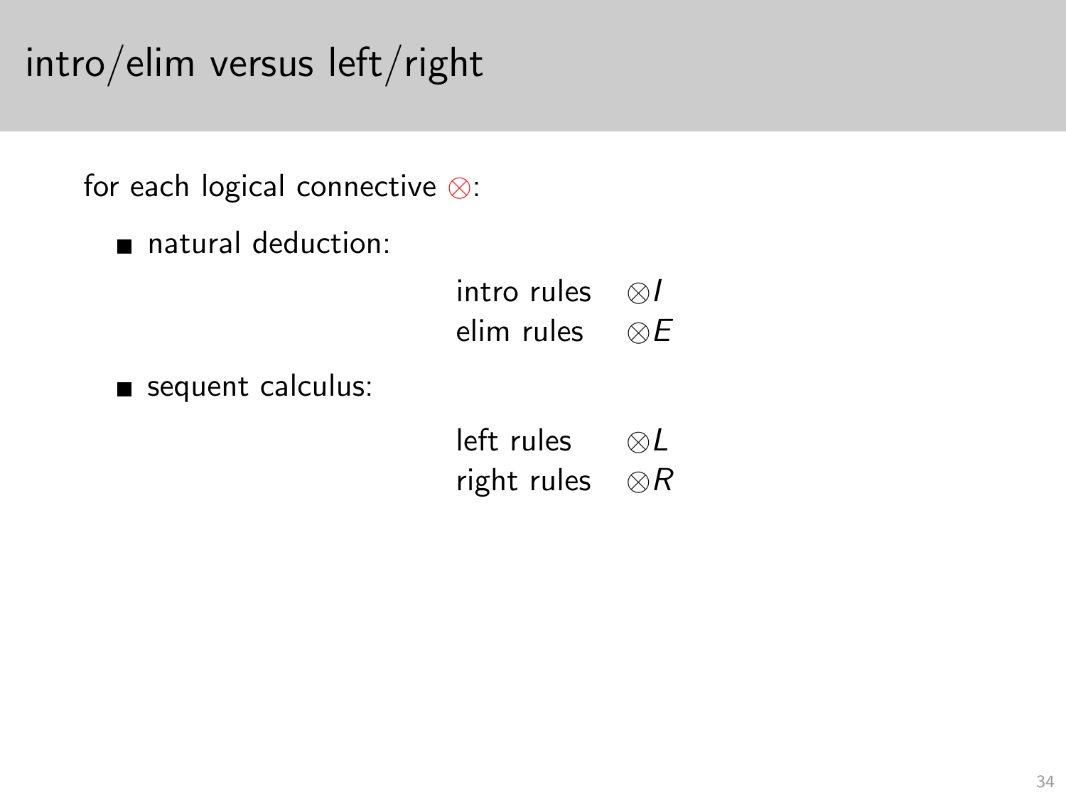# intro/elim versus left/right

for each logical connective $\otimes$:

- natural deduction:

| | |
|---|---|
| intro rules | $\otimes I$ |
| elim rules | $\otimes E$ |

- sequent calculus:

| | |
|---|---|
| left rules | $\otimes L$ |
| right rules | $\otimes R$ |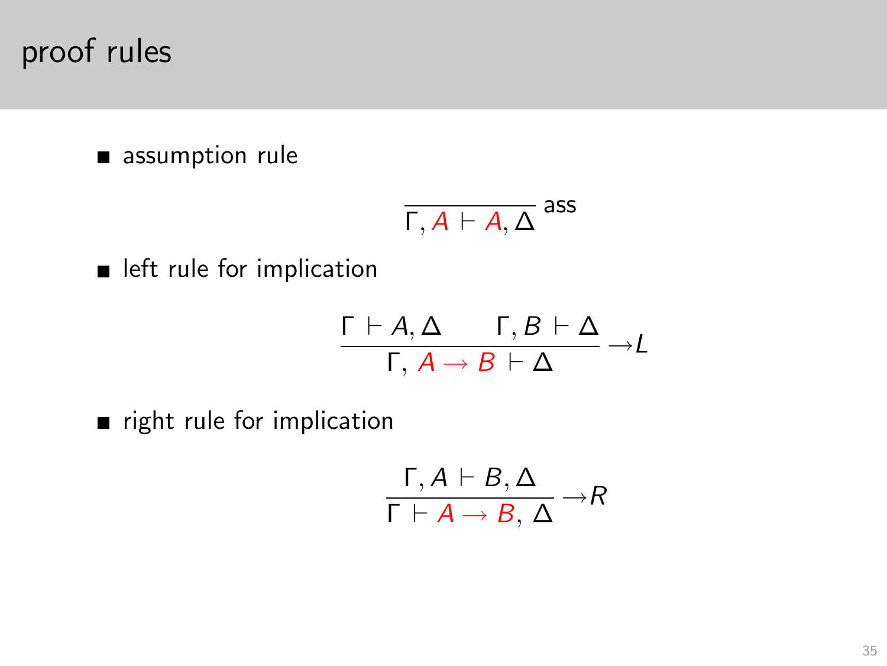# proof rules

- assumption rule

$$\frac{}{\Gamma, A \vdash A, \Delta}\text{ass}$$

- left rule for implication

$$\frac{\Gamma \vdash A, \Delta \qquad \Gamma, B \vdash \Delta}{\Gamma,\ A \rightarrow B \vdash \Delta}\rightarrow L$$

- right rule for implication

$$\frac{\Gamma, A \vdash B, \Delta}{\Gamma \vdash A \rightarrow B,\ \Delta}\rightarrow R$$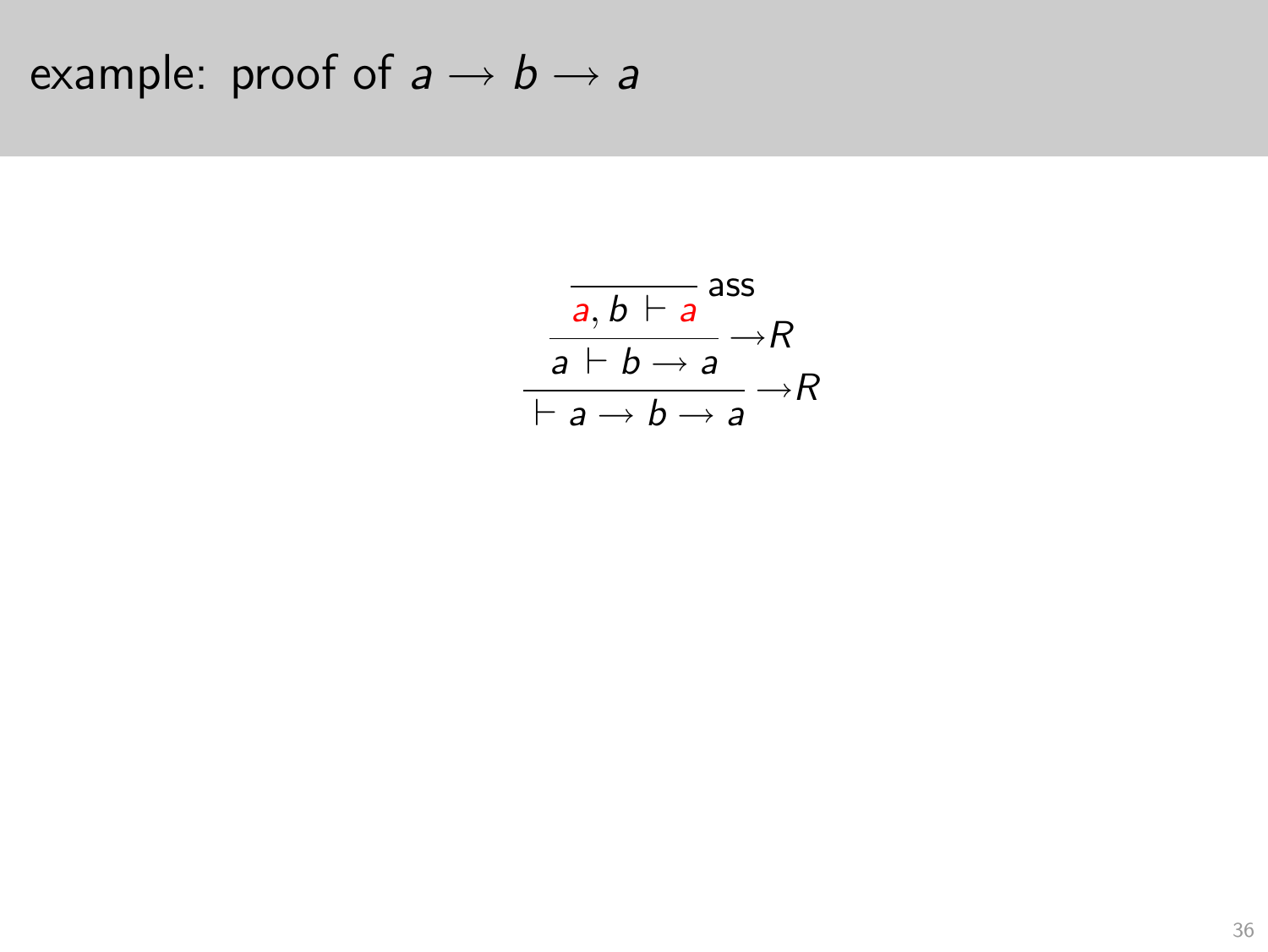# example: proof of $a \rightarrow b \rightarrow a$

$$
\dfrac{\dfrac{\dfrac{}{a, b \vdash a}\,\text{ass}}{a \vdash b \rightarrow a}\,{\rightarrow}R}{\vdash a \rightarrow b \rightarrow a}\,{\rightarrow}R
$$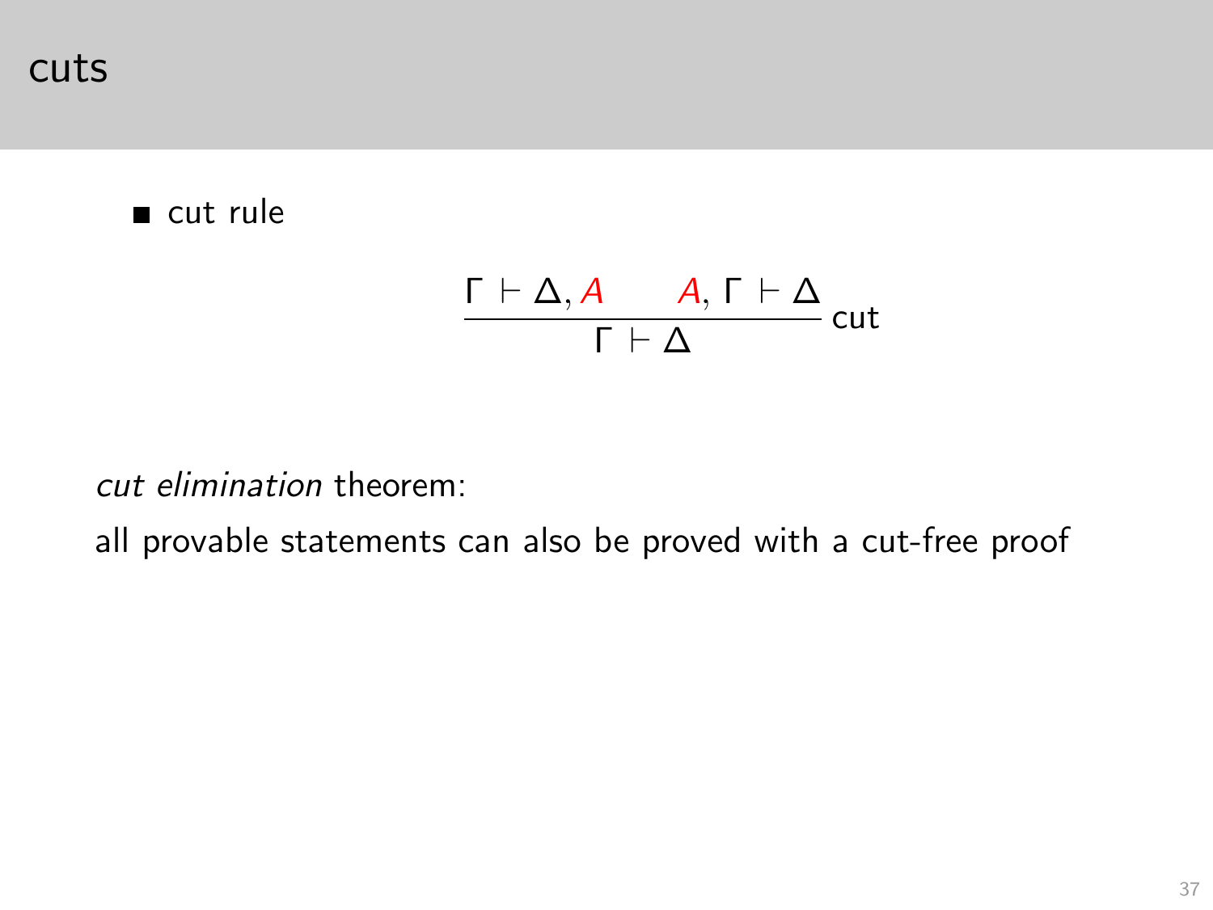# cuts

- cut rule

$$\frac{\Gamma \vdash \Delta, A \qquad A, \Gamma \vdash \Delta}{\Gamma \vdash \Delta}\,\text{cut}$$

*cut elimination* theorem:

all provable statements can also be proved with a cut-free proof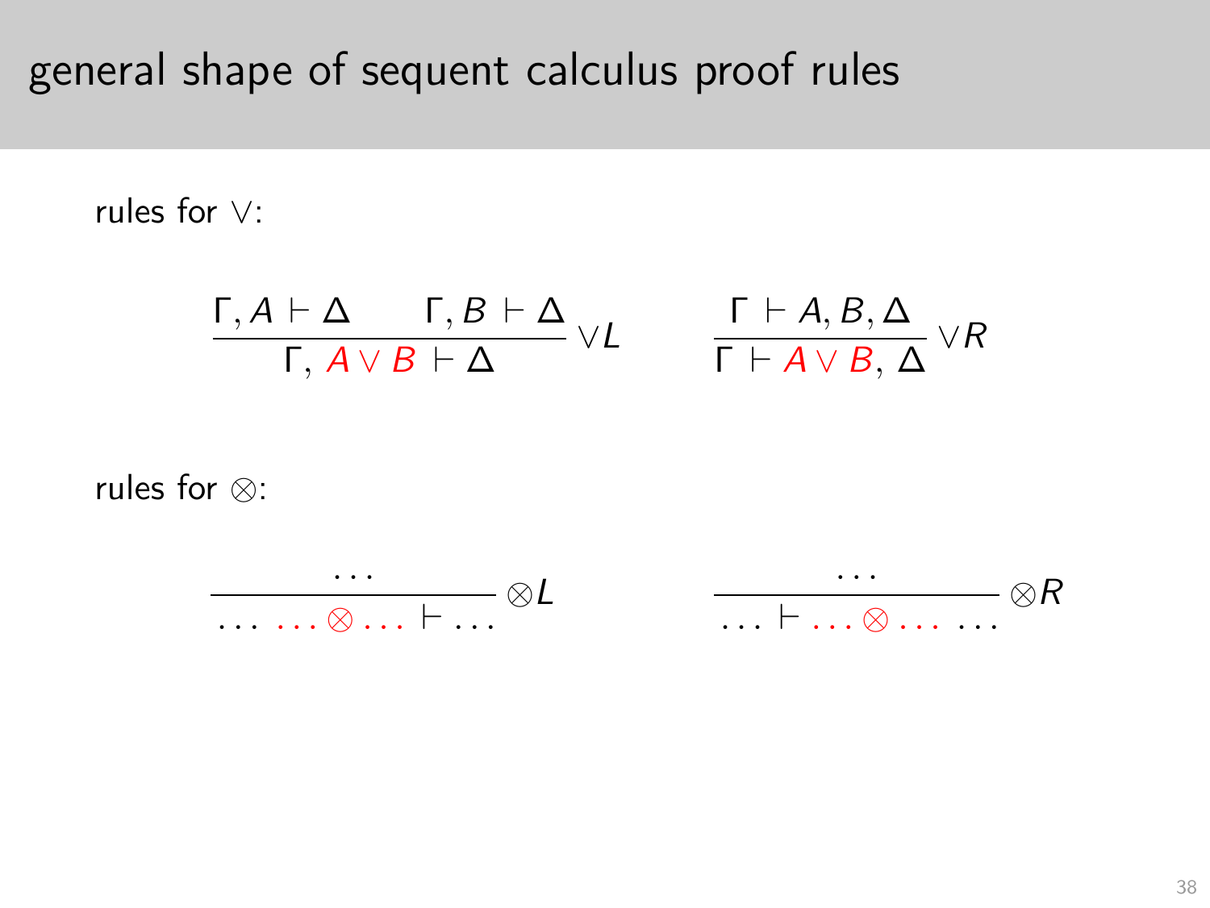# general shape of sequent calculus proof rules

rules for $\vee$:

$$\frac{\Gamma, A \vdash \Delta \qquad \Gamma, B \vdash \Delta}{\Gamma,\ {\color{red}A \vee B} \vdash \Delta} \vee L \qquad\qquad \frac{\Gamma \vdash A, B, \Delta}{\Gamma \vdash {\color{red}A \vee B},\ \Delta} \vee R$$

rules for $\otimes$:

$$\frac{\ldots}{\ldots\ {\color{red}\ldots \otimes \ldots} \vdash \ldots} \otimes L \qquad\qquad \frac{\ldots}{\ldots \vdash {\color{red}\ldots \otimes \ldots}\ \ldots} \otimes R$$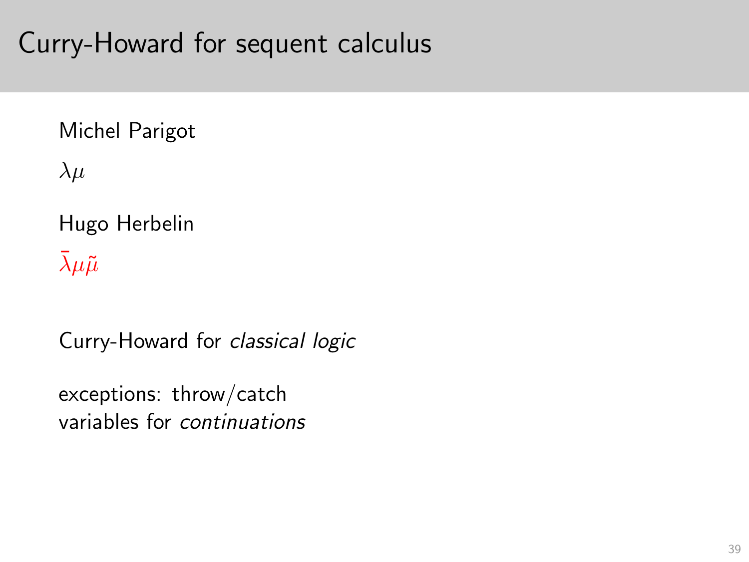# Curry-Howard for sequent calculus

Michel Parigot

$\lambda\mu$

Hugo Herbelin

$\bar{\lambda}\mu\tilde{\mu}$

Curry-Howard for *classical logic*

exceptions: throw/catch
variables for *continuations*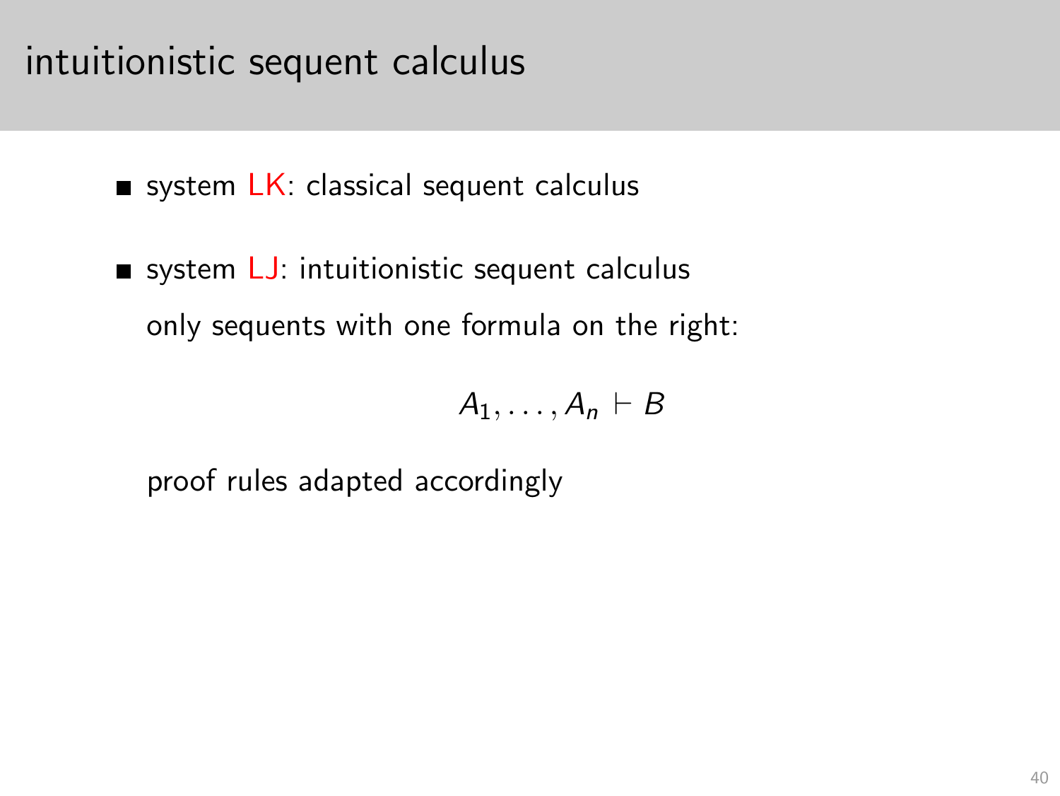# intuitionistic sequent calculus

- system LK: classical sequent calculus
- system LJ: intuitionistic sequent calculus

  only sequents with one formula on the right:

  $$A_1, \ldots, A_n \vdash B$$

  proof rules adapted accordingly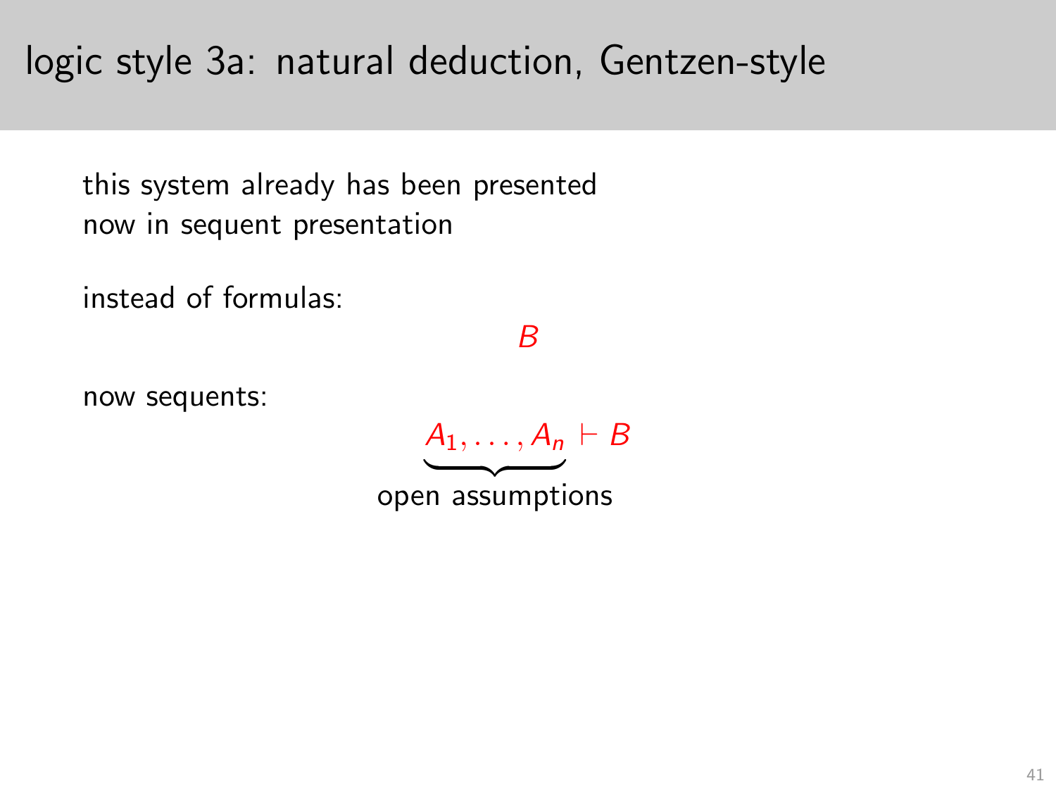# logic style 3a: natural deduction, Gentzen-style

this system already has been presented
now in sequent presentation

instead of formulas:

$$B$$

now sequents:

$$\underbrace{A_1, \ldots, A_n}_{\text{open assumptions}} \vdash B$$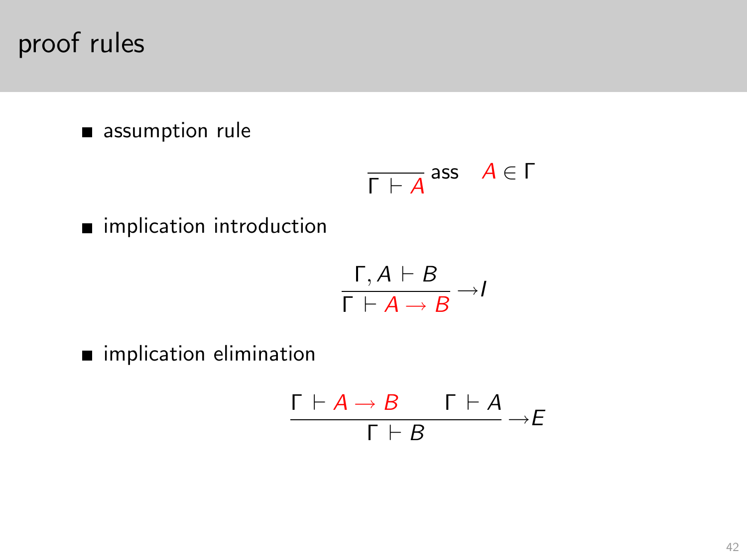# proof rules

- assumption rule

$$\frac{}{\Gamma \vdash A}\,\text{ass} \quad A \in \Gamma$$

- implication introduction

$$\frac{\Gamma, A \vdash B}{\Gamma \vdash A \rightarrow B}\rightarrow I$$

- implication elimination

$$\frac{\Gamma \vdash A \rightarrow B \qquad \Gamma \vdash A}{\Gamma \vdash B}\rightarrow E$$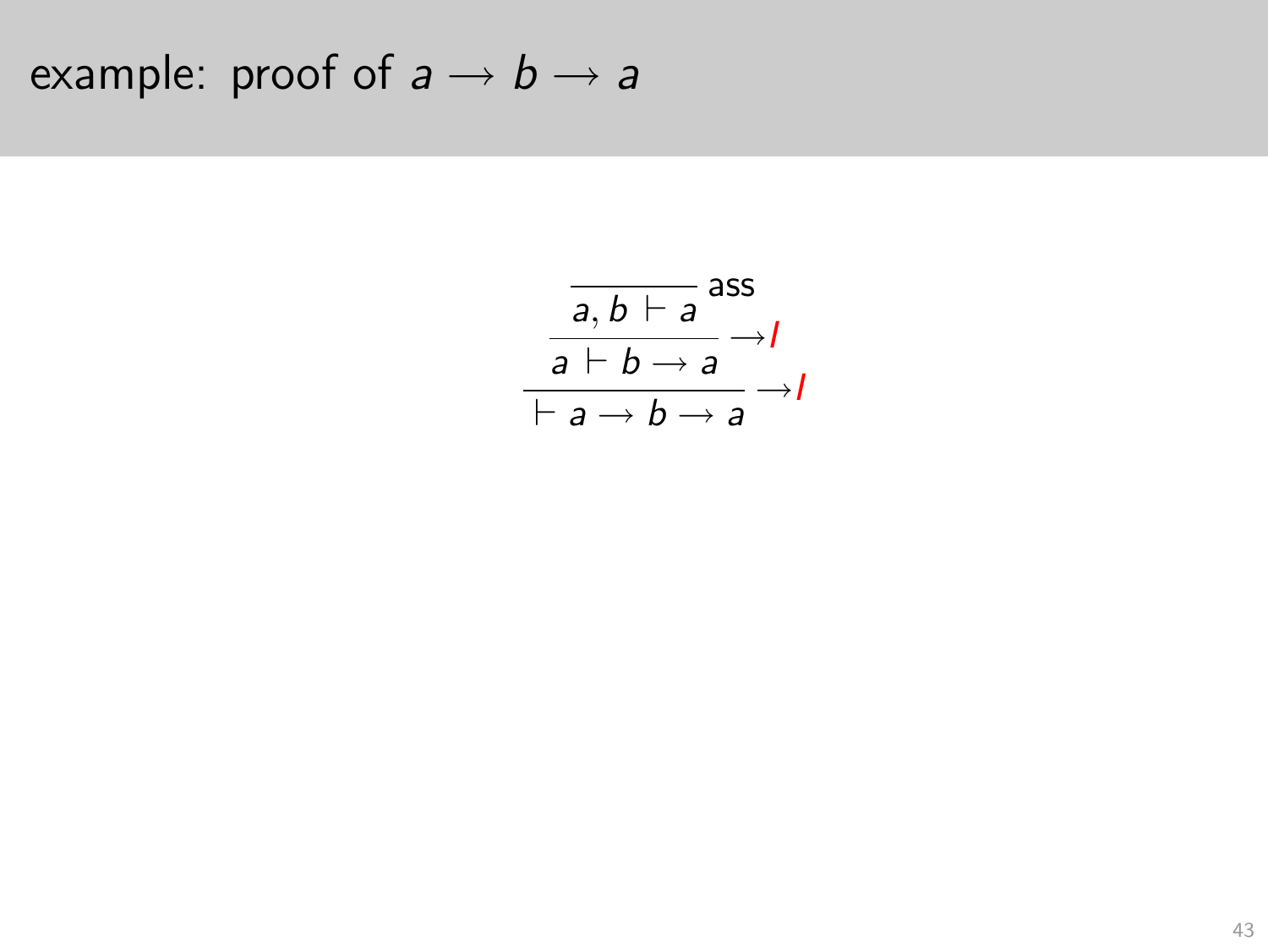# example: proof of $a \to b \to a$

$$
\dfrac{\dfrac{\dfrac{}{a, b \vdash a}\,\text{ass}}{a \vdash b \to a}\,{\to}I}{\vdash a \to b \to a}\,{\to}I
$$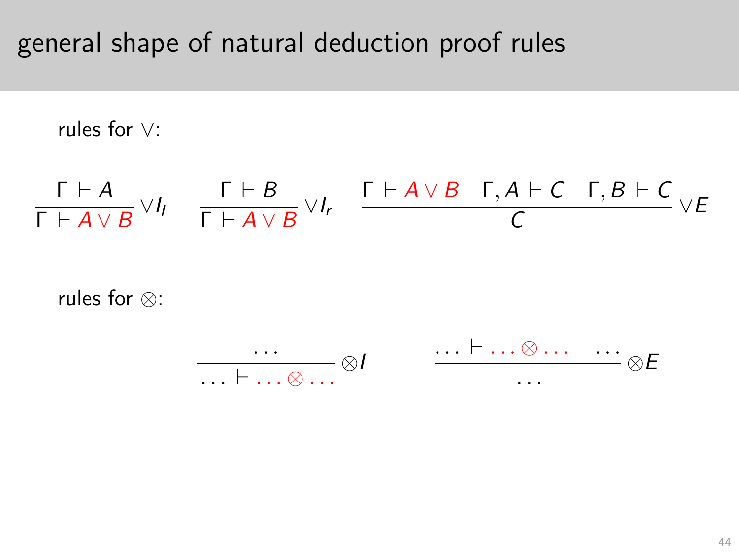# general shape of natural deduction proof rules

rules for $\vee$:

$$\frac{\Gamma \vdash A}{\Gamma \vdash A \vee B}\,\vee I_l \qquad \frac{\Gamma \vdash B}{\Gamma \vdash A \vee B}\,\vee I_r \qquad \frac{\Gamma \vdash A \vee B \quad \Gamma, A \vdash C \quad \Gamma, B \vdash C}{C}\,\vee E$$

rules for $\otimes$:

$$\frac{\ldots}{\ldots \vdash \ldots \otimes \ldots}\,\otimes I \qquad \frac{\ldots \vdash \ldots \otimes \ldots \quad \ldots}{\ldots}\,\otimes E$$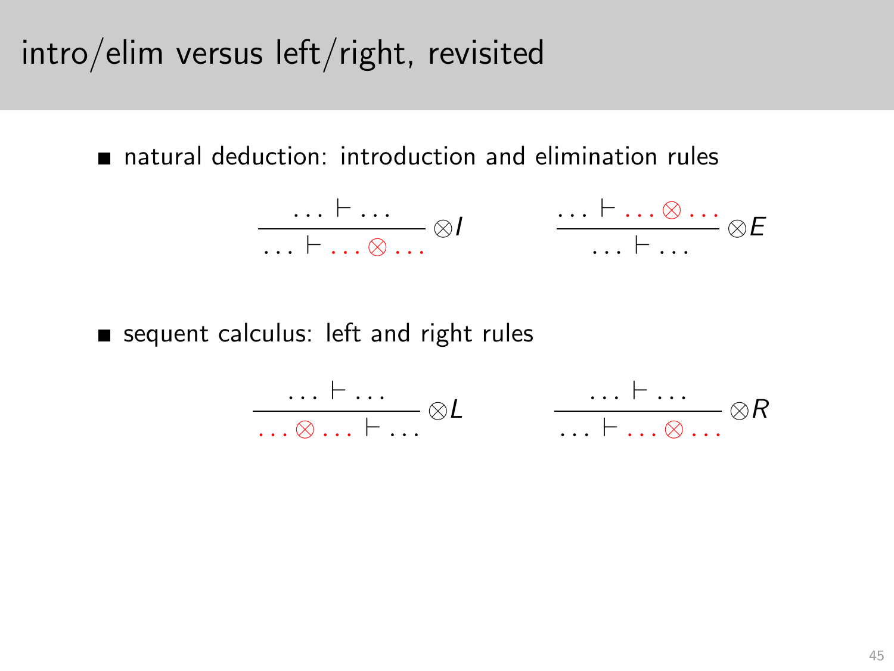# intro/elim versus left/right, revisited

- natural deduction: introduction and elimination rules

$$\frac{\ldots \vdash \ldots}{\ldots \vdash \ldots \otimes \ldots}\otimes I \qquad \frac{\ldots \vdash \ldots \otimes \ldots}{\ldots \vdash \ldots}\otimes E$$

- sequent calculus: left and right rules

$$\frac{\ldots \vdash \ldots}{\ldots \otimes \ldots \vdash \ldots}\otimes L \qquad \frac{\ldots \vdash \ldots}{\ldots \vdash \ldots \otimes \ldots}\otimes R$$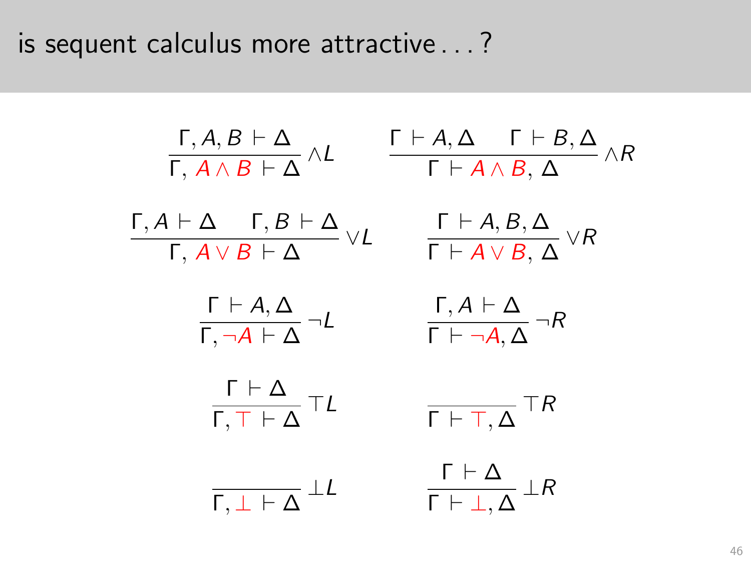# is sequent calculus more attractive . . . ?

$$\frac{\Gamma, A, B \vdash \Delta}{\Gamma,\ A \wedge B \vdash \Delta}\ \wedge L \qquad \frac{\Gamma \vdash A, \Delta \qquad \Gamma \vdash B, \Delta}{\Gamma \vdash A \wedge B,\ \Delta}\ \wedge R$$

$$\frac{\Gamma, A \vdash \Delta \qquad \Gamma, B \vdash \Delta}{\Gamma,\ A \vee B \vdash \Delta}\ \vee L \qquad \frac{\Gamma \vdash A, B, \Delta}{\Gamma \vdash A \vee B,\ \Delta}\ \vee R$$

$$\frac{\Gamma \vdash A, \Delta}{\Gamma, \neg A \vdash \Delta}\ \neg L \qquad \frac{\Gamma, A \vdash \Delta}{\Gamma \vdash \neg A, \Delta}\ \neg R$$

$$\frac{\Gamma \vdash \Delta}{\Gamma, \top \vdash \Delta}\ \top L \qquad \frac{}{\Gamma \vdash \top, \Delta}\ \top R$$

$$\frac{}{\Gamma, \bot \vdash \Delta}\ \bot L \qquad \frac{\Gamma \vdash \Delta}{\Gamma \vdash \bot, \Delta}\ \bot R$$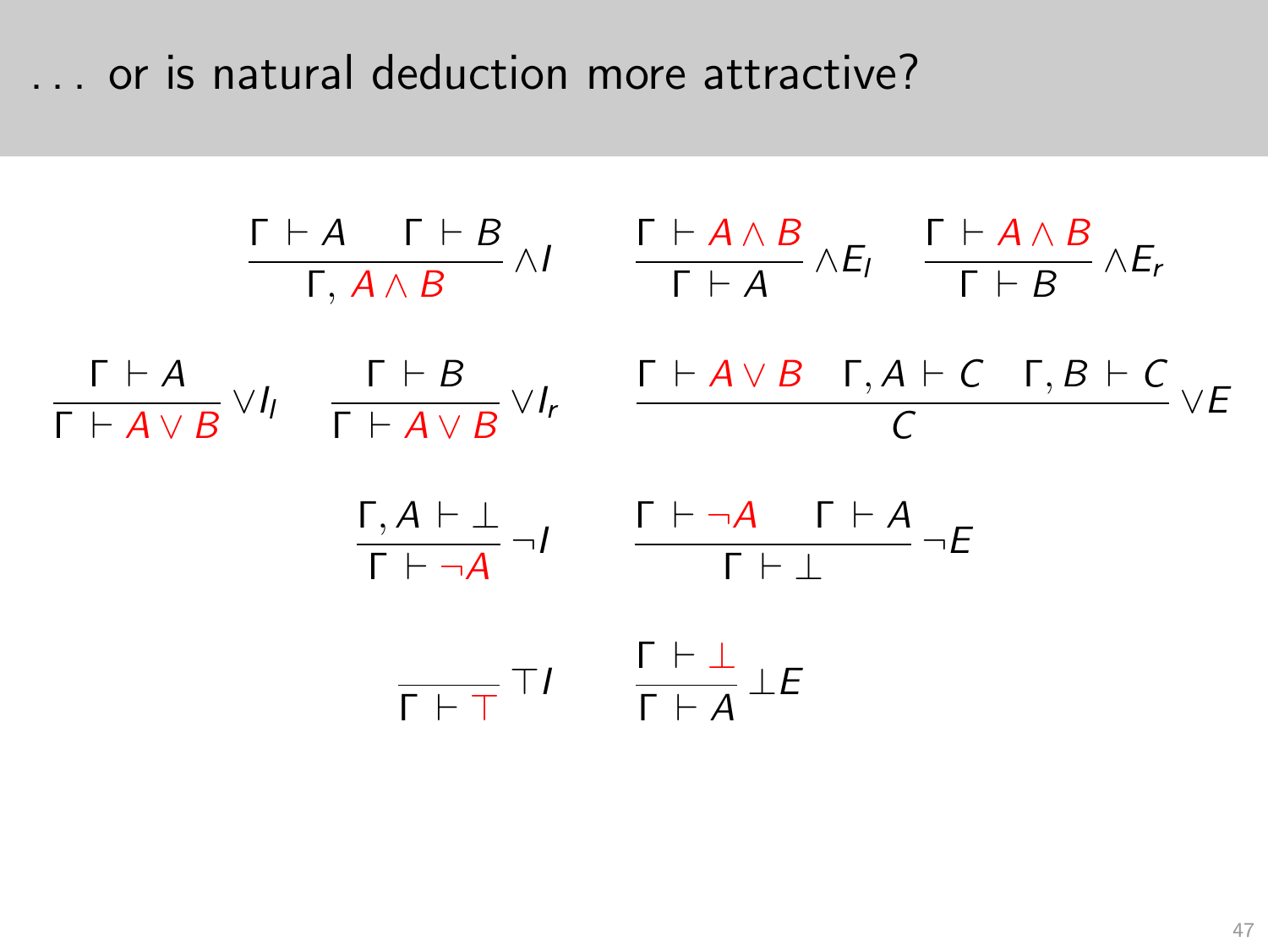# . . . or is natural deduction more attractive?

$$\frac{\Gamma \vdash A \quad \Gamma \vdash B}{\Gamma, \color{red}{A \wedge B}} \wedge I \qquad \frac{\Gamma \vdash \color{red}{A \wedge B}}{\Gamma \vdash A} \wedge E_l \quad \frac{\Gamma \vdash \color{red}{A \wedge B}}{\Gamma \vdash B} \wedge E_r$$

$$\frac{\Gamma \vdash A}{\Gamma \vdash \color{red}{A \vee B}} \vee I_l \quad \frac{\Gamma \vdash B}{\Gamma \vdash \color{red}{A \vee B}} \vee I_r \qquad \frac{\Gamma \vdash \color{red}{A \vee B} \quad \Gamma, A \vdash C \quad \Gamma, B \vdash C}{C} \vee E$$

$$\frac{\Gamma, A \vdash \bot}{\Gamma \vdash \color{red}{\neg A}} \neg I \qquad \frac{\Gamma \vdash \color{red}{\neg A} \quad \Gamma \vdash A}{\Gamma \vdash \bot} \neg E$$

$$\frac{}{\Gamma \vdash \color{red}{\top}} \top I \qquad \frac{\Gamma \vdash \color{red}{\bot}}{\Gamma \vdash A} \bot E$$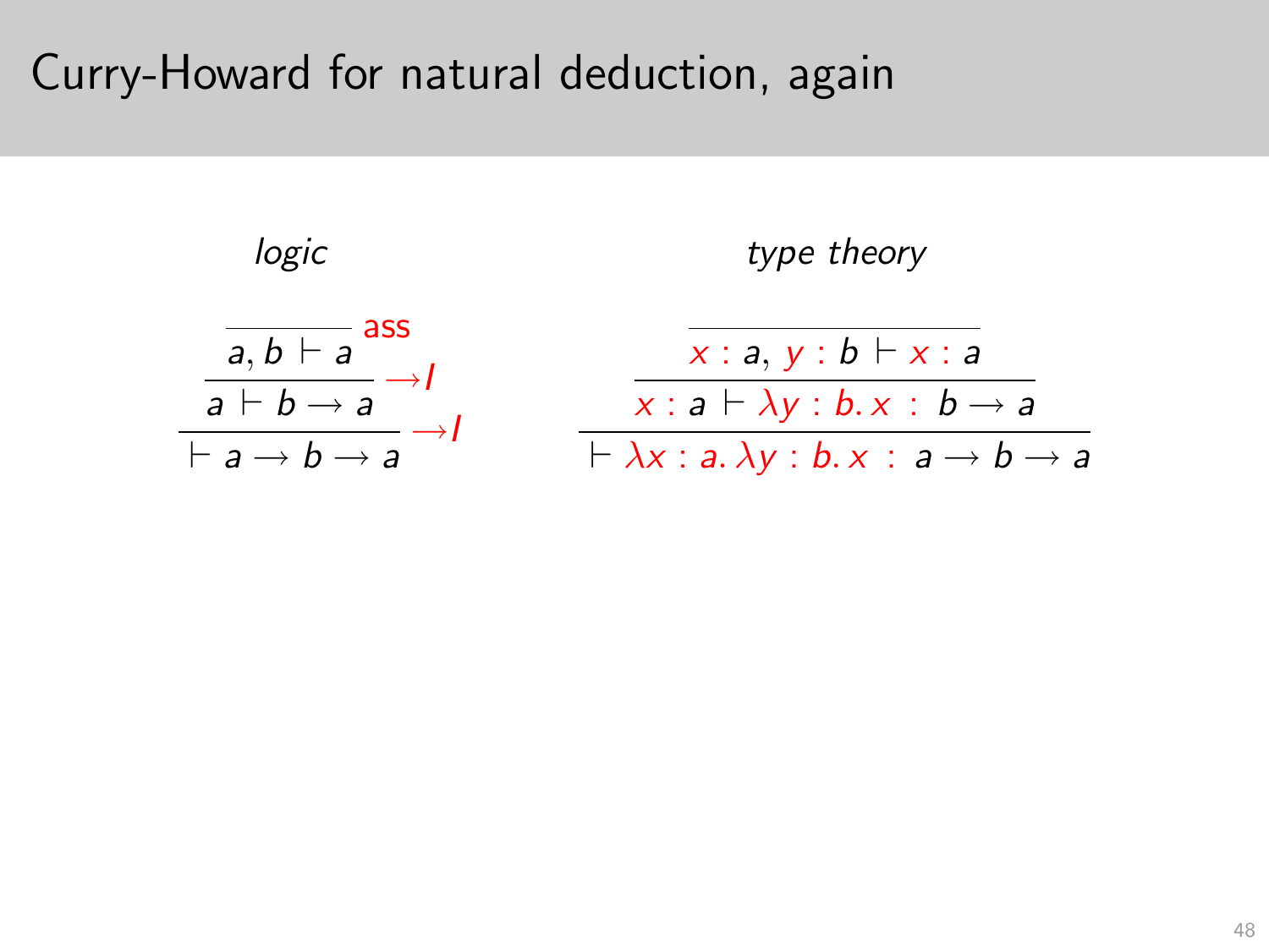# Curry-Howard for natural deduction, again

*logic*

$$\dfrac{\dfrac{\dfrac{}{a, b \vdash a}\,\text{ass}}{a \vdash b \to a}\,{\to}I}{\vdash a \to b \to a}\,{\to}I$$

*type theory*

$$\dfrac{\dfrac{\dfrac{}{x : a,\ y : b \vdash x : a}}{x : a \vdash \lambda y : b.\, x \ :\ b \to a}}{\vdash \lambda x : a.\, \lambda y : b.\, x \ :\ a \to b \to a}$$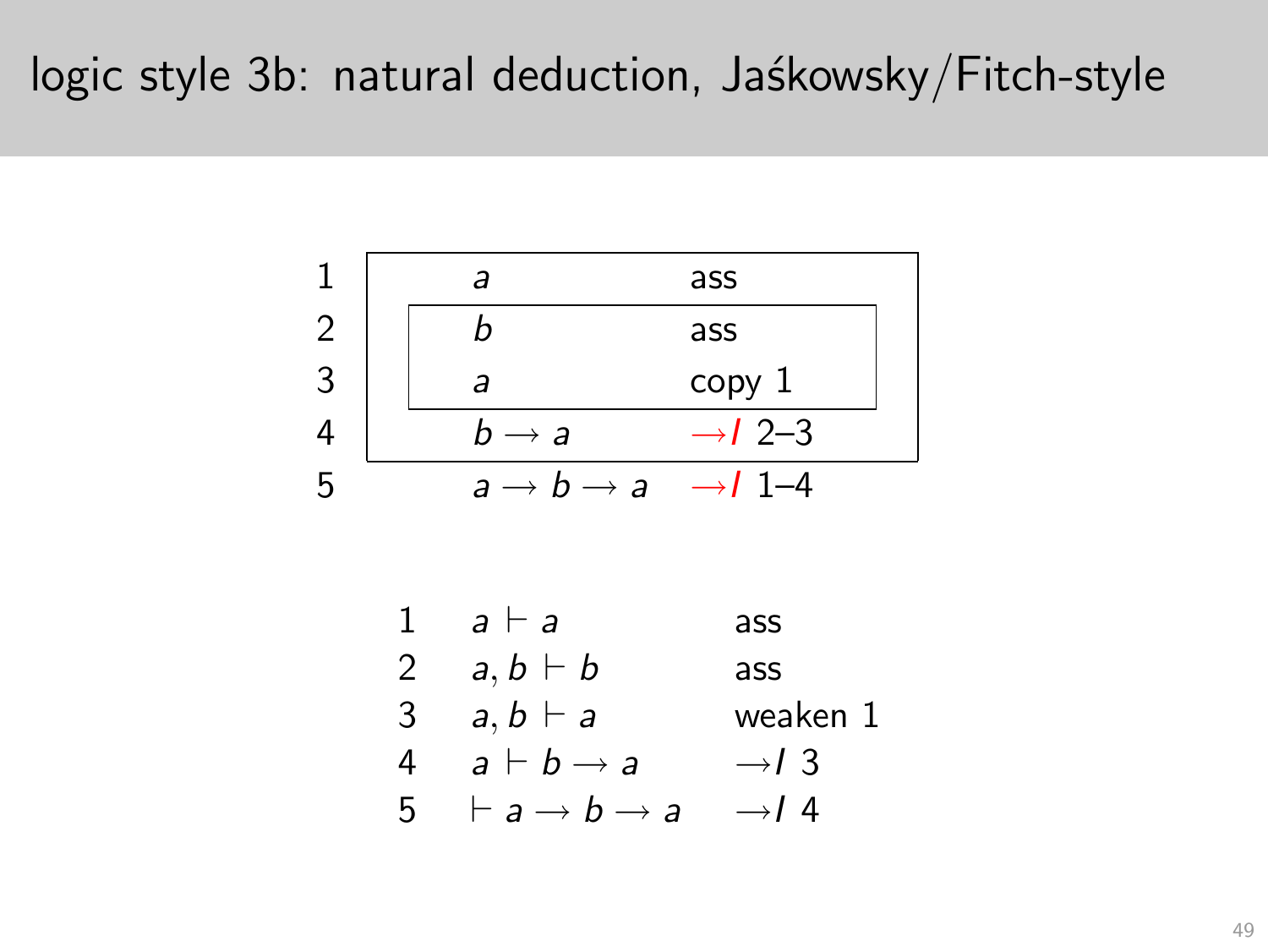# logic style 3b: natural deduction, Jaśkowsky/Fitch-style

| | | |
|---|---|---|
| 1 | $a$ | ass |
| 2 | $b$ | ass |
| 3 | $a$ | copy 1 |
| 4 | $b \to a$ | $\to I$ 2–3 |
| 5 | $a \to b \to a$ | $\to I$ 1–4 |

| | | |
|---|---|---|
| 1 | $a \vdash a$ | ass |
| 2 | $a, b \vdash b$ | ass |
| 3 | $a, b \vdash a$ | weaken 1 |
| 4 | $a \vdash b \to a$ | $\to I$ 3 |
| 5 | $\vdash a \to b \to a$ | $\to I$ 4 |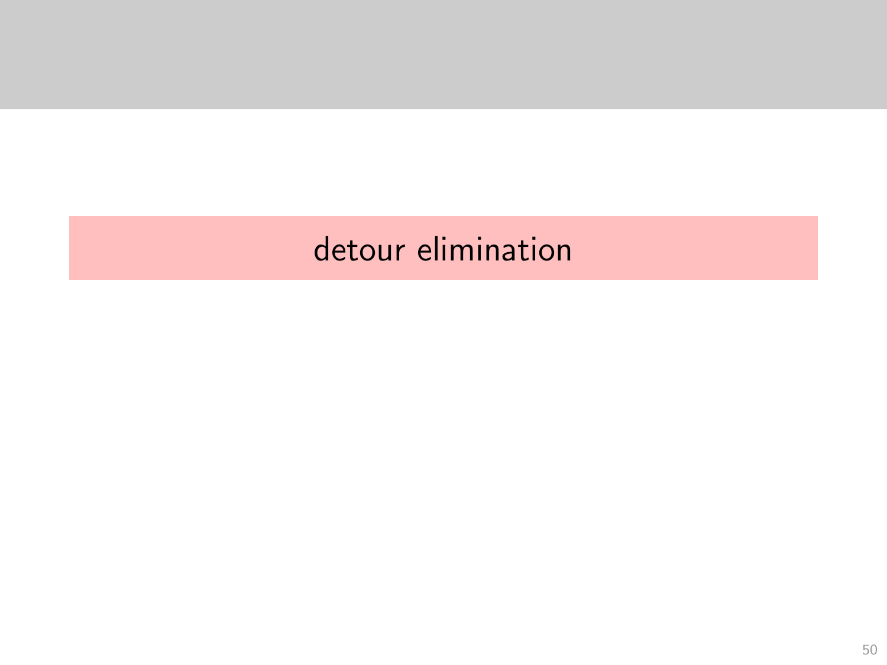# detour elimination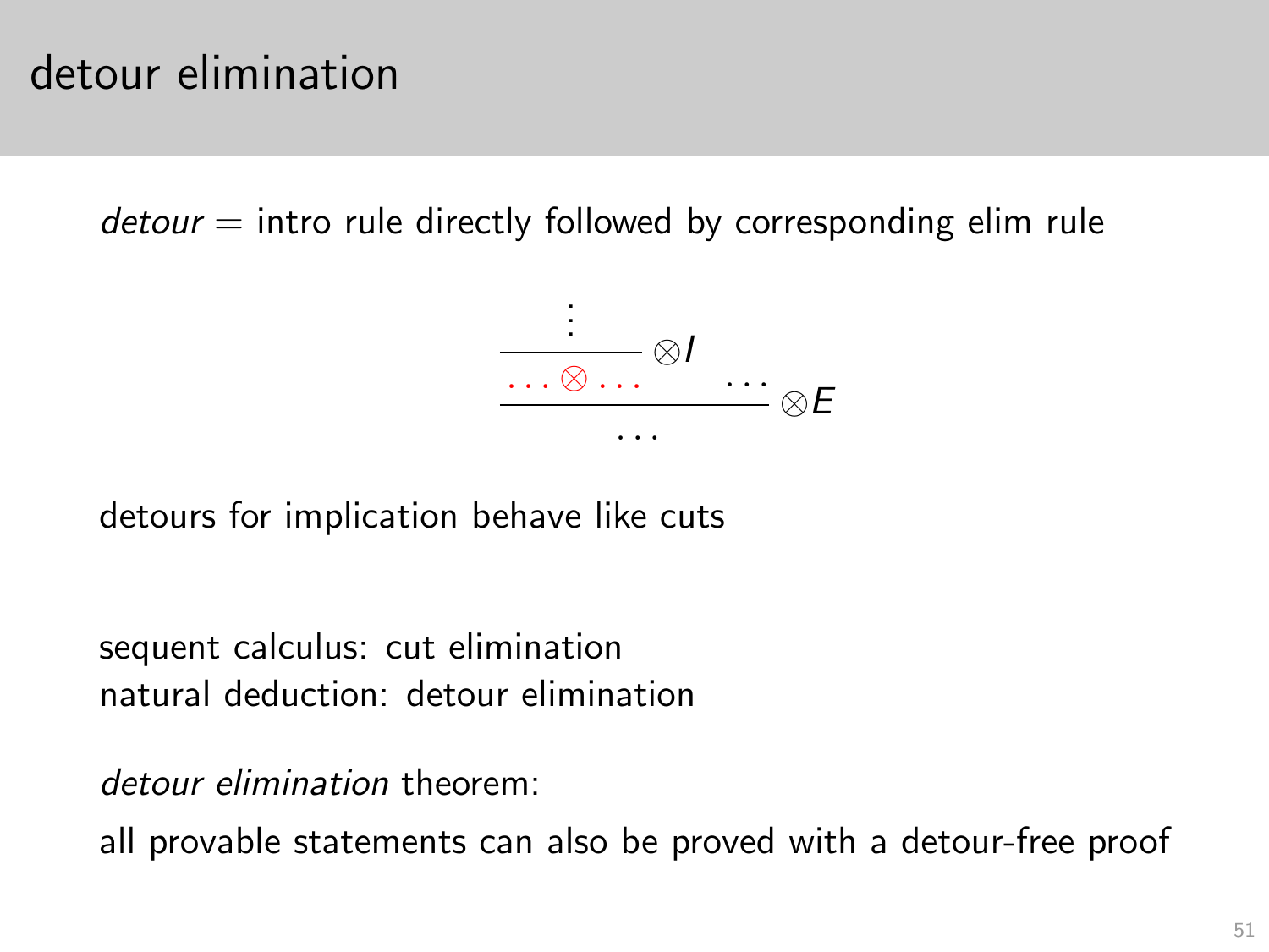# detour elimination

*detour* = intro rule directly followed by corresponding elim rule

$$
\dfrac{\dfrac{\vdots}{\;\cdots \otimes \cdots\;}\,\otimes I \qquad \cdots}{\cdots}\,\otimes E
$$

detours for implication behave like cuts

sequent calculus: cut elimination
natural deduction: detour elimination

*detour elimination* theorem:

all provable statements can also be proved with a detour-free proof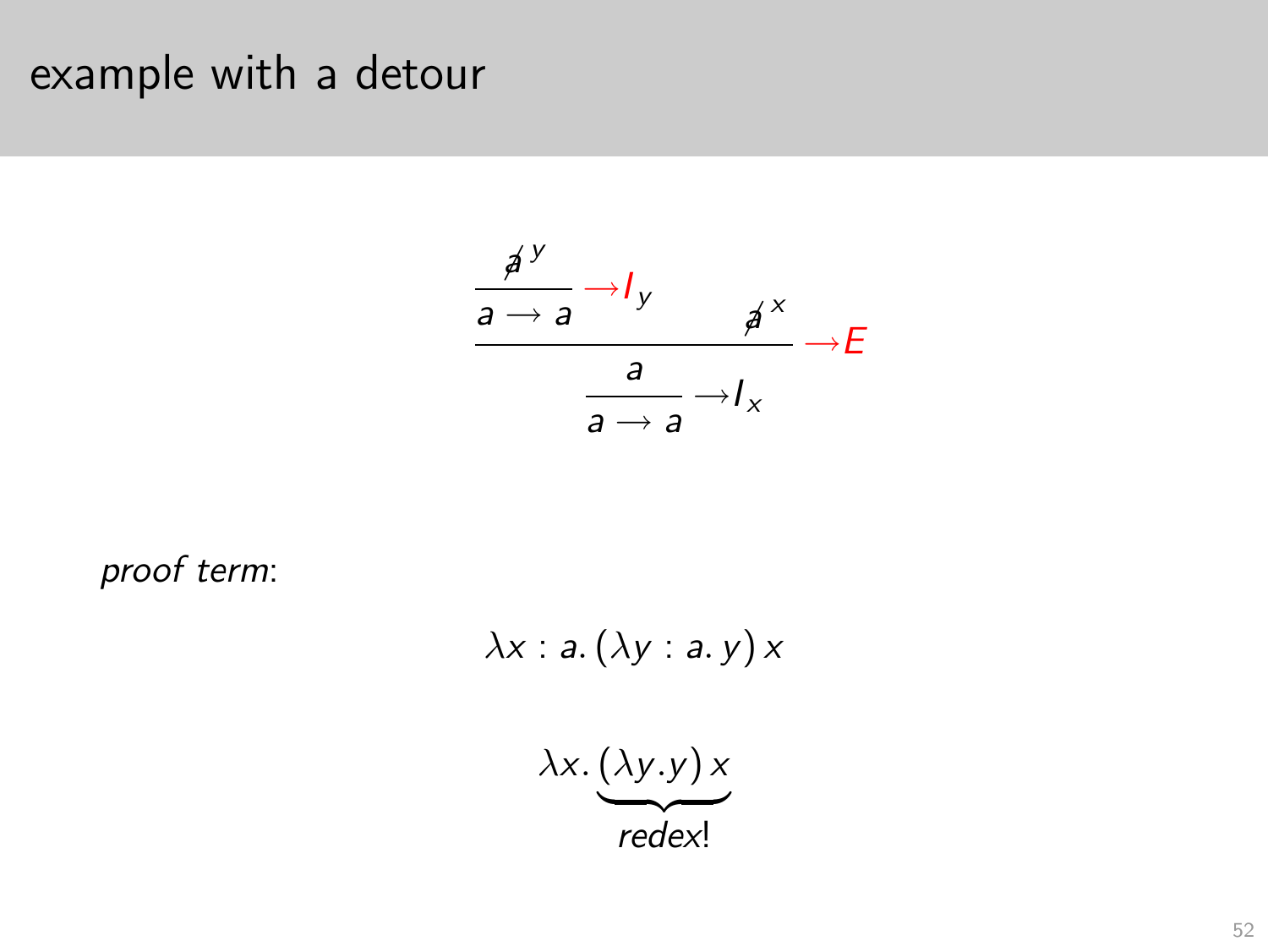# example with a detour

$$
\dfrac{\dfrac{\dfrac{\not{a}^{\,y}}{a \to a}\ {\color{red}{\to}I_y} \qquad \not{a}^{\,x}}{a}\ {\color{red}{\to}E}}{a \to a}\ {\to}I_x
$$

*proof term*:

$$\lambda x : a.\, (\lambda y : a.\, y)\, x$$

$$\lambda x.\, \underbrace{(\lambda y. y)\, x}_{\textit{redex!}}$$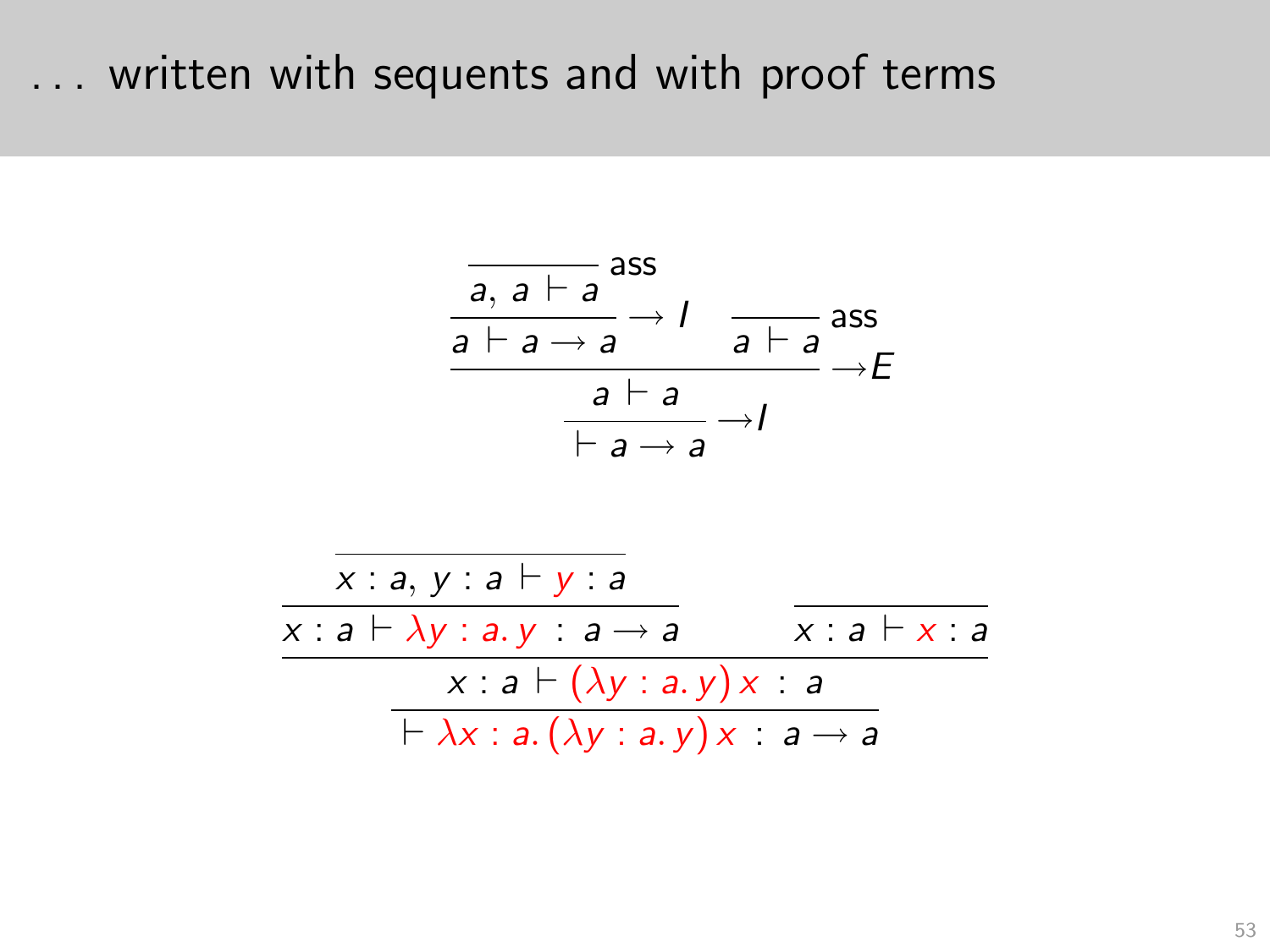# . . . written with sequents and with proof terms

$$
\dfrac{\dfrac{\dfrac{}{a,\ a \vdash a}\,\text{ass}}{a \vdash a \to a}\,{\to}I \qquad \dfrac{}{a \vdash a}\,\text{ass}}{\dfrac{a \vdash a}{\vdash a \to a}\,{\to}I}\,{\to}E
$$

$$
\dfrac{\dfrac{\dfrac{}{x : a,\, y : a \vdash \color{red}{y} : a}}{x : a \vdash \color{red}{\lambda y : a.\, y} \ : \ a \to a} \qquad \dfrac{}{x : a \vdash \color{red}{x} : a}}{\dfrac{x : a \vdash \color{red}{(\lambda y : a.\, y)\, x} \ : \ a}{\vdash \color{red}{\lambda x : a.\, (\lambda y : a.\, y)\, x} \ : \ a \to a}}
$$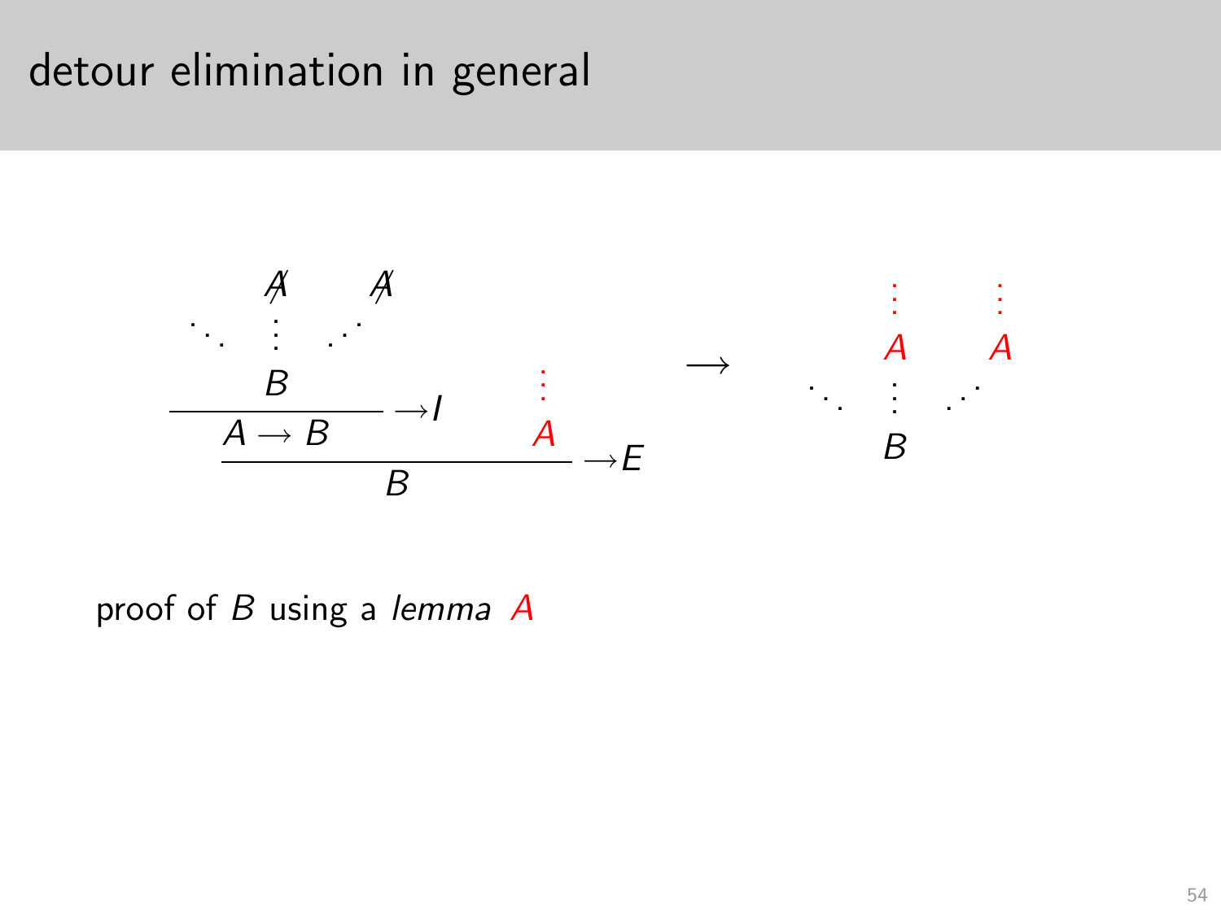# detour elimination in general

$$
\dfrac{\dfrac{\begin{matrix} \not{A} \quad \not{A} \\ \ddots \;\; \vdots \;\; \iddots \\ B \end{matrix}}{A \to B} \to I \qquad \begin{matrix} \vdots \\ A \end{matrix}}{B} \to E
\qquad \longrightarrow \qquad
\begin{matrix} \vdots \quad \vdots \\ A \quad A \\ \ddots \;\; \vdots \;\; \iddots \\ B \end{matrix}
$$

proof of $B$ using a *lemma* $A$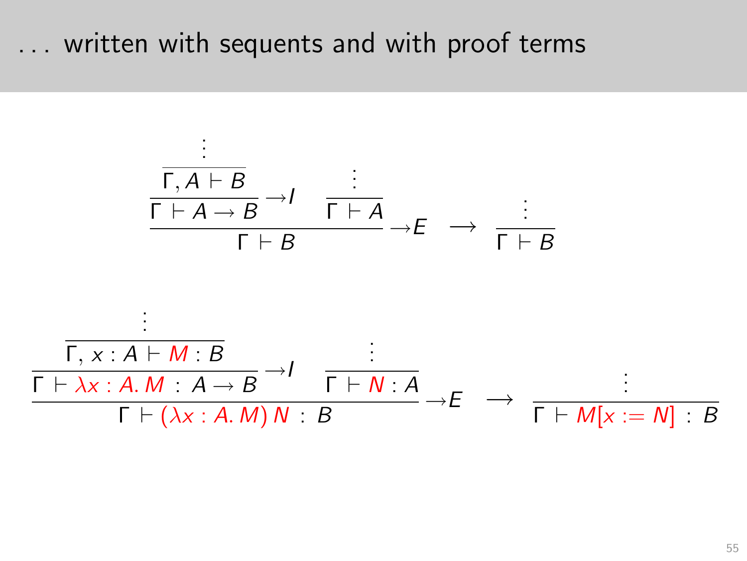# . . . written with sequents and with proof terms

$$
\cfrac{\cfrac{\cfrac{\vdots}{\Gamma, A \vdash B}}{\Gamma \vdash A \to B}\to I \qquad \cfrac{\vdots}{\Gamma \vdash A}}{\Gamma \vdash B}\to E \quad \longrightarrow \quad \cfrac{\vdots}{\Gamma \vdash B}
$$

$$
\cfrac{\cfrac{\cfrac{\vdots}{\Gamma, x : A \vdash M : B}}{\Gamma \vdash \lambda x : A.\, M \;:\; A \to B}\to I \qquad \cfrac{\vdots}{\Gamma \vdash N : A}}{\Gamma \vdash (\lambda x : A.\, M)\, N \;:\; B}\to E \quad \longrightarrow \quad \cfrac{\vdots}{\Gamma \vdash M[x := N] \;:\; B}
$$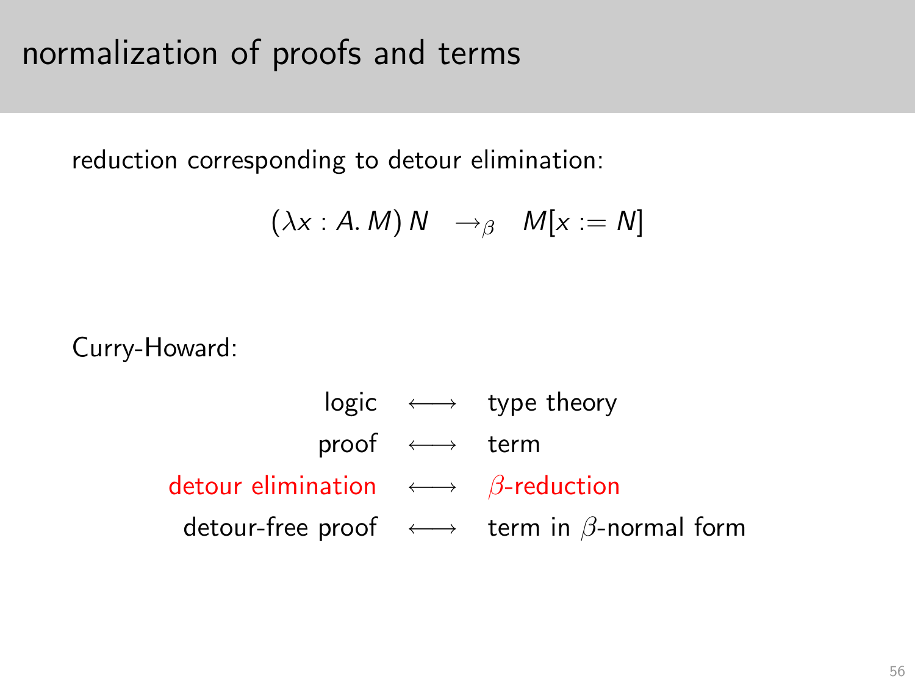# normalization of proofs and terms

reduction corresponding to detour elimination:

$$(\lambda x : A.\, M)\, N \quad \rightarrow_\beta \quad M[x := N]$$

Curry-Howard:

| | | |
|---|---|---|
| logic | $\longleftrightarrow$ | type theory |
| proof | $\longleftrightarrow$ | term |
| detour elimination | $\longleftrightarrow$ | $\beta$-reduction |
| detour-free proof | $\longleftrightarrow$ | term in $\beta$-normal form |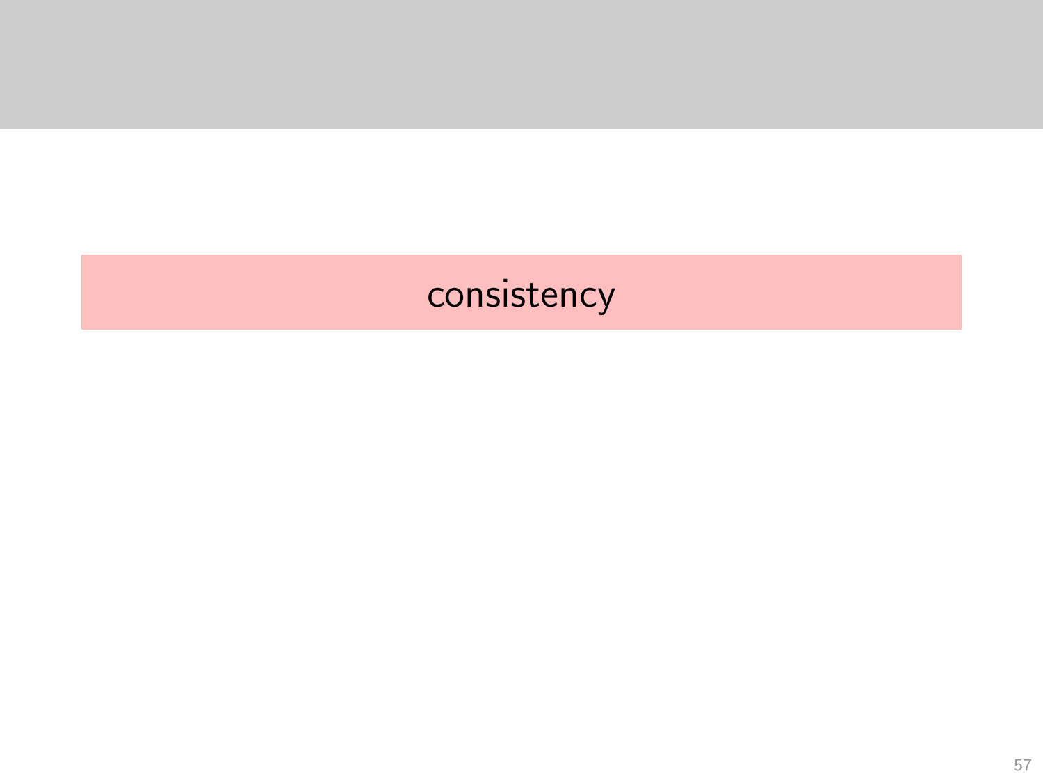# consistency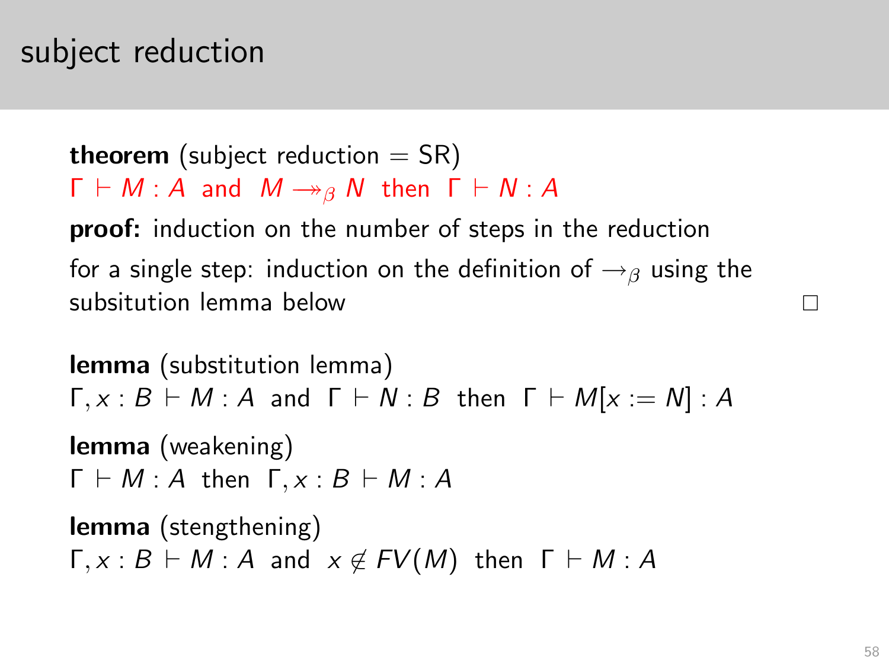# subject reduction

**theorem** (subject reduction = SR)
$\Gamma \vdash M : A$ and $M \twoheadrightarrow_\beta N$ then $\Gamma \vdash N : A$

**proof:** induction on the number of steps in the reduction

for a single step: induction on the definition of $\to_\beta$ using the subsitution lemma below $\square$

**lemma** (substitution lemma)
$\Gamma, x : B \vdash M : A$ and $\Gamma \vdash N : B$ then $\Gamma \vdash M[x := N] : A$

**lemma** (weakening)
$\Gamma \vdash M : A$ then $\Gamma, x : B \vdash M : A$

**lemma** (stengthening)
$\Gamma, x : B \vdash M : A$ and $x \notin FV(M)$ then $\Gamma \vdash M : A$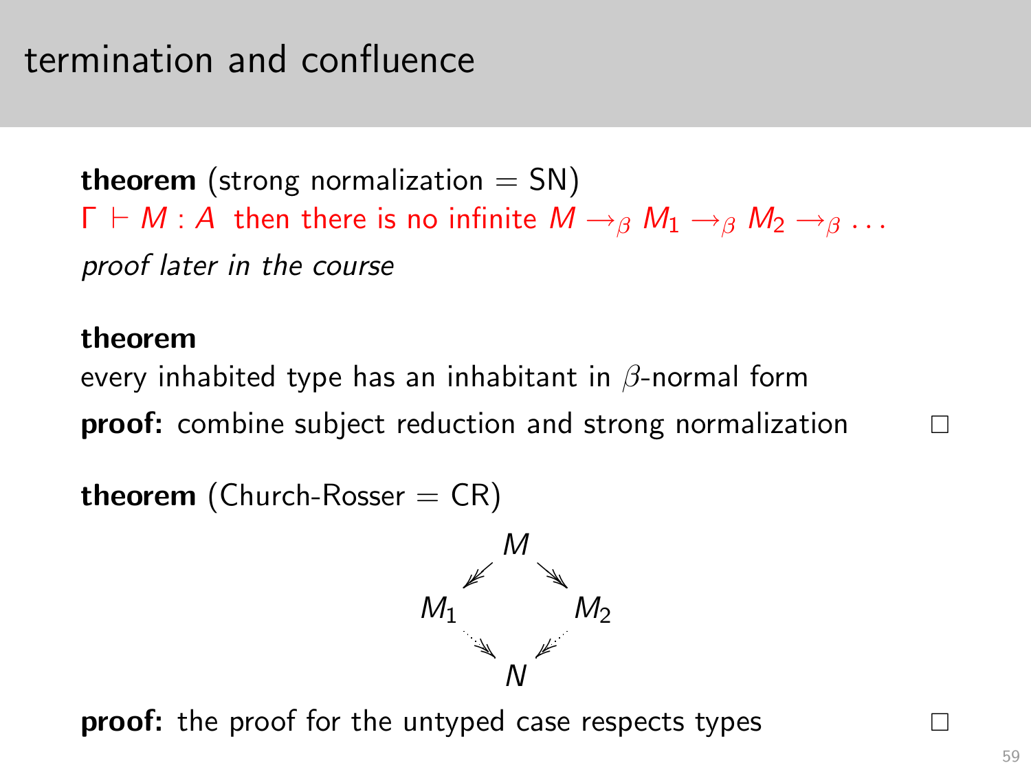# termination and confluence

**theorem** (strong normalization = SN)

$\Gamma \vdash M : A$ then there is no infinite $M \to_\beta M_1 \to_\beta M_2 \to_\beta \ldots$

*proof later in the course*

**theorem**

every inhabited type has an inhabitant in $\beta$-normal form

**proof:** combine subject reduction and strong normalization □

**theorem** (Church-Rosser = CR)

$$
\begin{array}{ccccc}
 & & M & & \\
 & \swarrow\!\!\!\swarrow & & \searrow\!\!\!\searrow & \\
M_1 & & & & M_2 \\
 & \searrow\!\!\!\searrow & & \swarrow\!\!\!\swarrow & \\
 & & N & &
\end{array}
$$

**proof:** the proof for the untyped case respects types □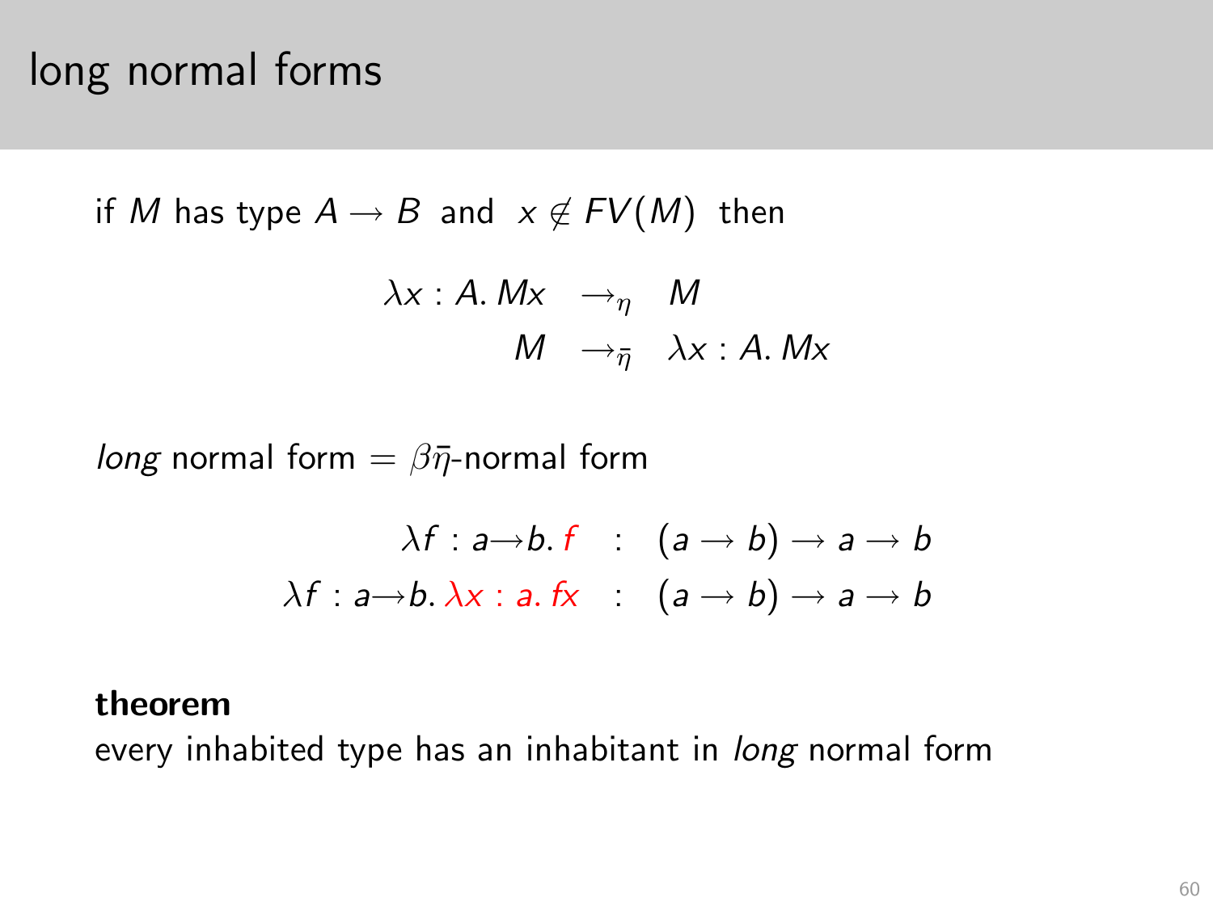# long normal forms

if $M$ has type $A \rightarrow B$ and $x \notin FV(M)$ then

$$
\begin{aligned}
\lambda x : A.\, Mx &\rightarrow_{\eta} M \\
M &\rightarrow_{\bar{\eta}} \lambda x : A.\, Mx
\end{aligned}
$$

*long* normal form = $\beta\bar{\eta}$-normal form

$$
\begin{aligned}
\lambda f : a \rightarrow b.\, f &: (a \rightarrow b) \rightarrow a \rightarrow b \\
\lambda f : a \rightarrow b.\, \lambda x : a.\, fx &: (a \rightarrow b) \rightarrow a \rightarrow b
\end{aligned}
$$

**theorem**
every inhabited type has an inhabitant in *long* normal form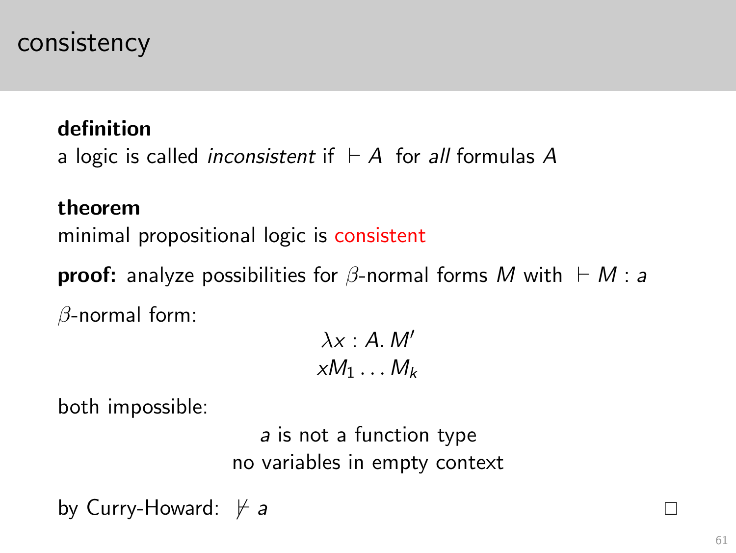# consistency

**definition**

a logic is called *inconsistent* if $\vdash A$ for *all* formulas $A$

**theorem**

minimal propositional logic is consistent

**proof:** analyze possibilities for $\beta$-normal forms $M$ with $\vdash M : a$

$\beta$-normal form:

$$\lambda x : A.\, M'$$
$$x M_1 \ldots M_k$$

both impossible:

$a$ is not a function type

no variables in empty context

by Curry-Howard: $\nvdash a$ □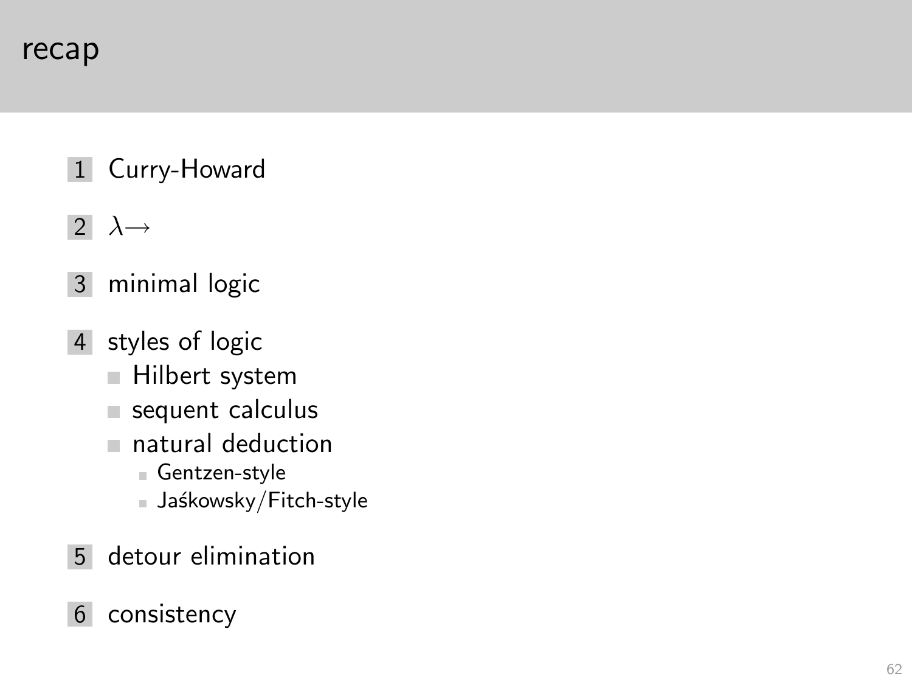# recap

1. Curry-Howard
2. $\lambda\!\rightarrow$
3. minimal logic
4. styles of logic
   - Hilbert system
   - sequent calculus
   - natural deduction
     - Gentzen-style
     - Jaśkowsky/Fitch-style
5. detour elimination
6. consistency